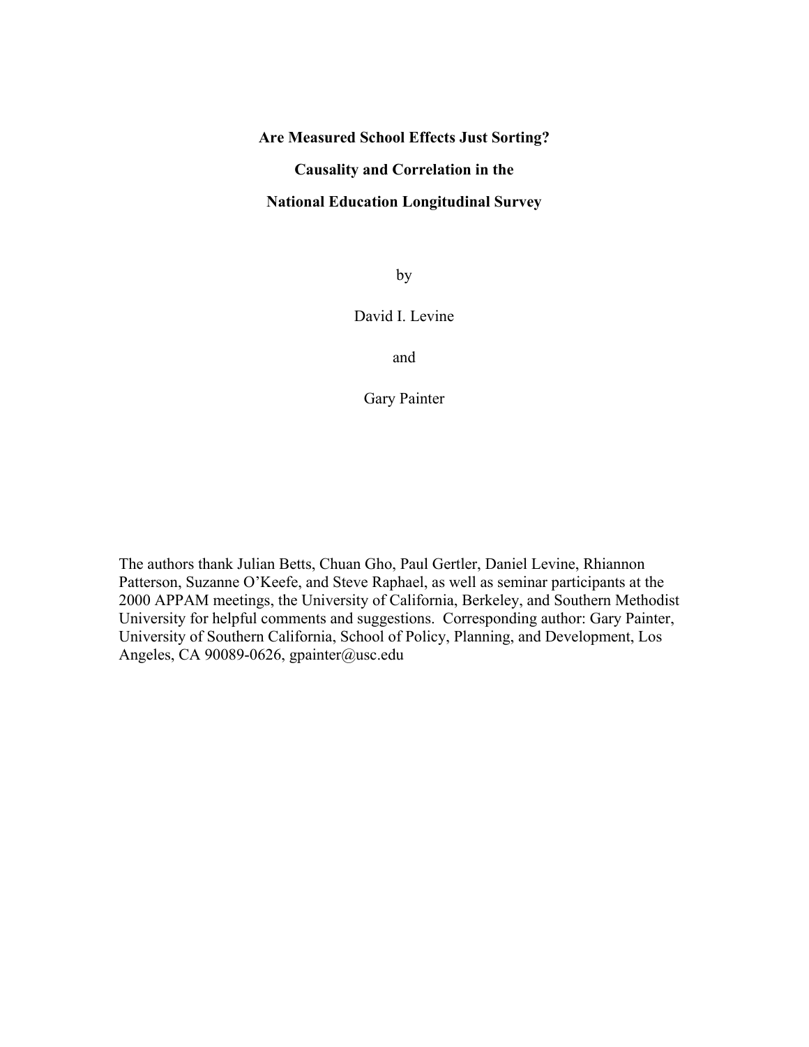# Are Measured School Effects Just Sorting?

# Causality and Correlation in the

# National Education Longitudinal Survey

by

David I. Levine

and

Gary Painter

The authors thank Julian Betts, Chuan Gho, Paul Gertler, Daniel Levine, Rhiannon Patterson, Suzanne O'Keefe, and Steve Raphael, as well as seminar participants at the 2000 APPAM meetings, the University of California, Berkeley, and Southern Methodist University for helpful comments and suggestions. Corresponding author: Gary Painter, University of Southern California, School of Policy, Planning, and Development, Los Angeles, CA 90089-0626, gpainter@usc.edu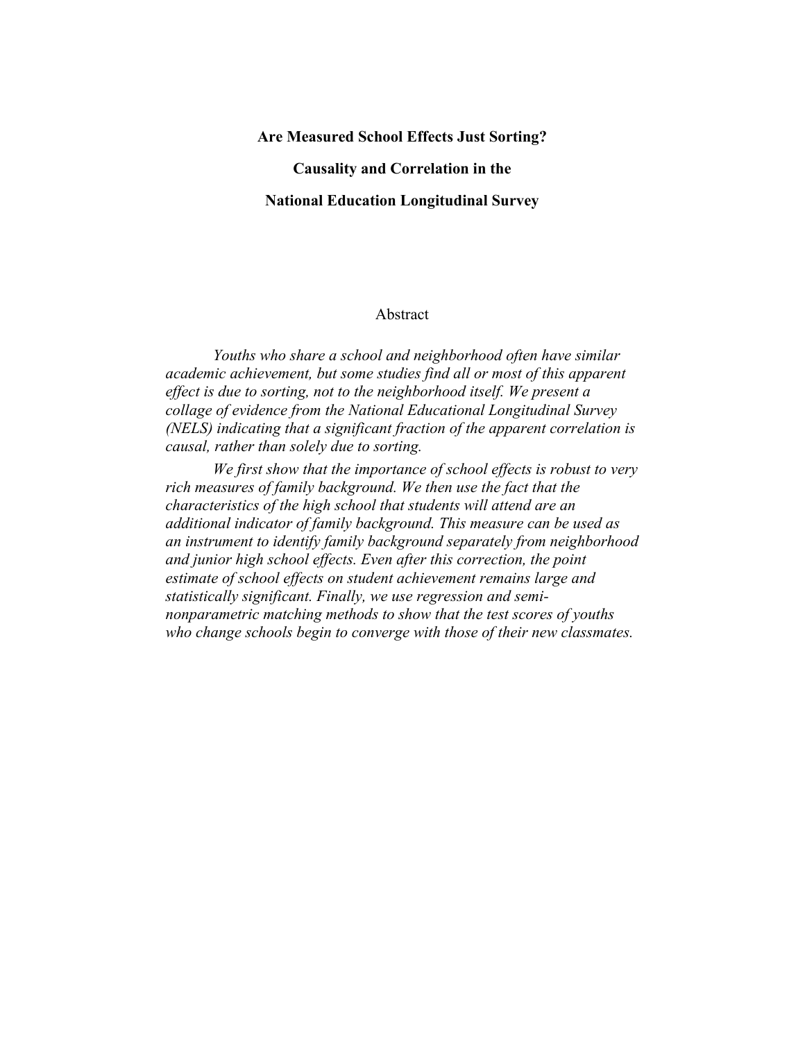**Are Measured School Effects Just Sorting?**

**Causality and Correlation in the**

**National Education Longitudinal Survey**

Abstract

*Youths who share a school and neighborhood often have similar academic achievement, but some studies find all or most of this apparent effect is due to sorting, not to the neighborhood itself. We present a collage of evidence from the National Educational Longitudinal Survey (NELS) indicating that a significant fraction of the apparent correlation is causal, rather than solely due to sorting.*

*We first show that the importance of school effects is robust to very rich measures of family background. We then use the fact that the characteristics of the high school that students will attend are an additional indicator of family background. This measure can be used as an instrument to identify family background separately from neighborhood and junior high school effects. Even after this correction, the point estimate of school effects on student achievement remains large and statistically significant. Finally, we use regression and semi-nonparametric matching methods to show that the test scores of youths who change schools begin to converge with those of their new classmates.*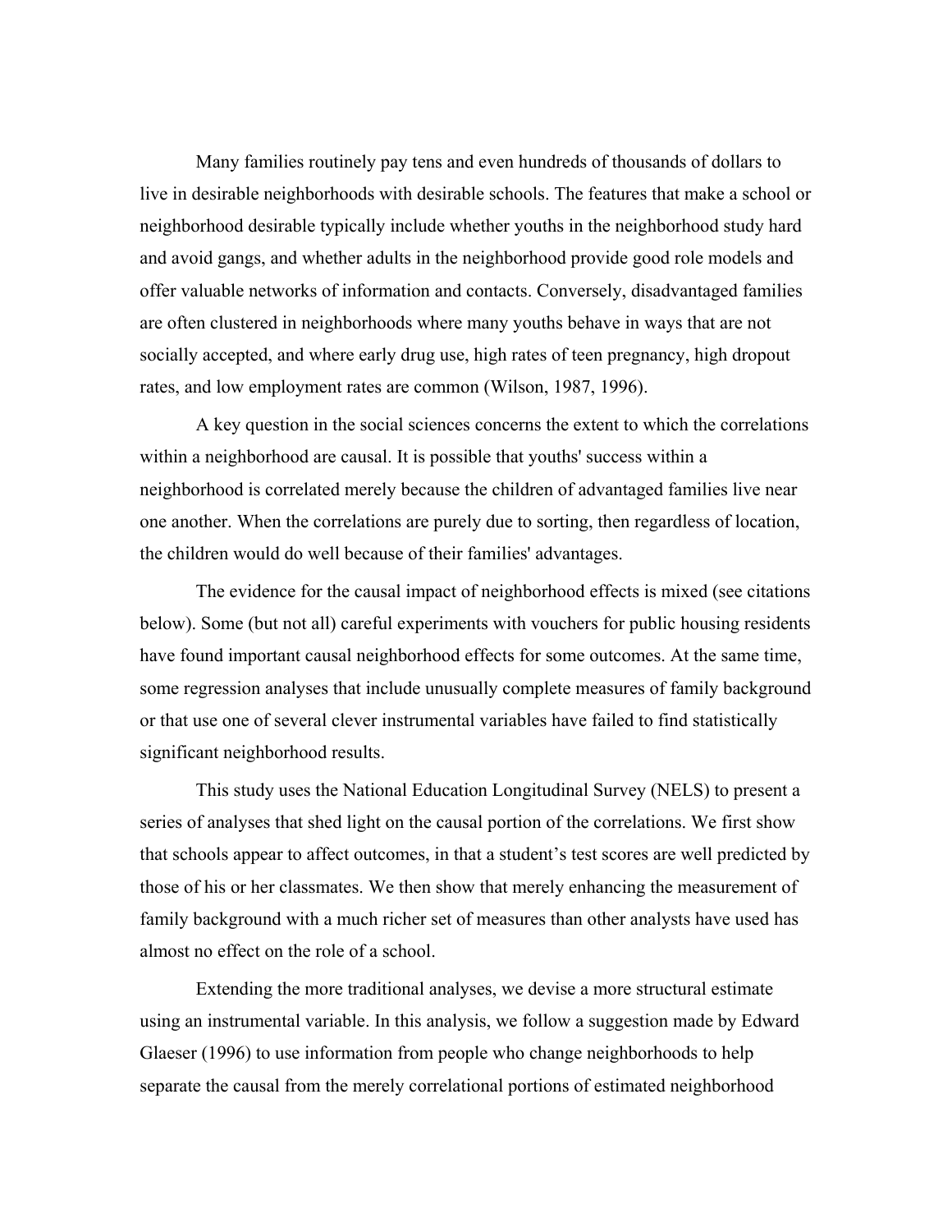Many families routinely pay tens and even hundreds of thousands of dollars to live in desirable neighborhoods with desirable schools. The features that make a school or neighborhood desirable typically include whether youths in the neighborhood study hard and avoid gangs, and whether adults in the neighborhood provide good role models and offer valuable networks of information and contacts. Conversely, disadvantaged families are often clustered in neighborhoods where many youths behave in ways that are not socially accepted, and where early drug use, high rates of teen pregnancy, high dropout rates, and low employment rates are common (Wilson, 1987, 1996).

A key question in the social sciences concerns the extent to which the correlations within a neighborhood are causal. It is possible that youths' success within a neighborhood is correlated merely because the children of advantaged families live near one another. When the correlations are purely due to sorting, then regardless of location, the children would do well because of their families' advantages.

The evidence for the causal impact of neighborhood effects is mixed (see citations below). Some (but not all) careful experiments with vouchers for public housing residents have found important causal neighborhood effects for some outcomes. At the same time, some regression analyses that include unusually complete measures of family background or that use one of several clever instrumental variables have failed to find statistically significant neighborhood results.

This study uses the National Education Longitudinal Survey (NELS) to present a series of analyses that shed light on the causal portion of the correlations. We first show that schools appear to affect outcomes, in that a student's test scores are well predicted by those of his or her classmates. We then show that merely enhancing the measurement of family background with a much richer set of measures than other analysts have used has almost no effect on the role of a school.

Extending the more traditional analyses, we devise a more structural estimate using an instrumental variable. In this analysis, we follow a suggestion made by Edward Glaeser (1996) to use information from people who change neighborhoods to help separate the causal from the merely correlational portions of estimated neighborhood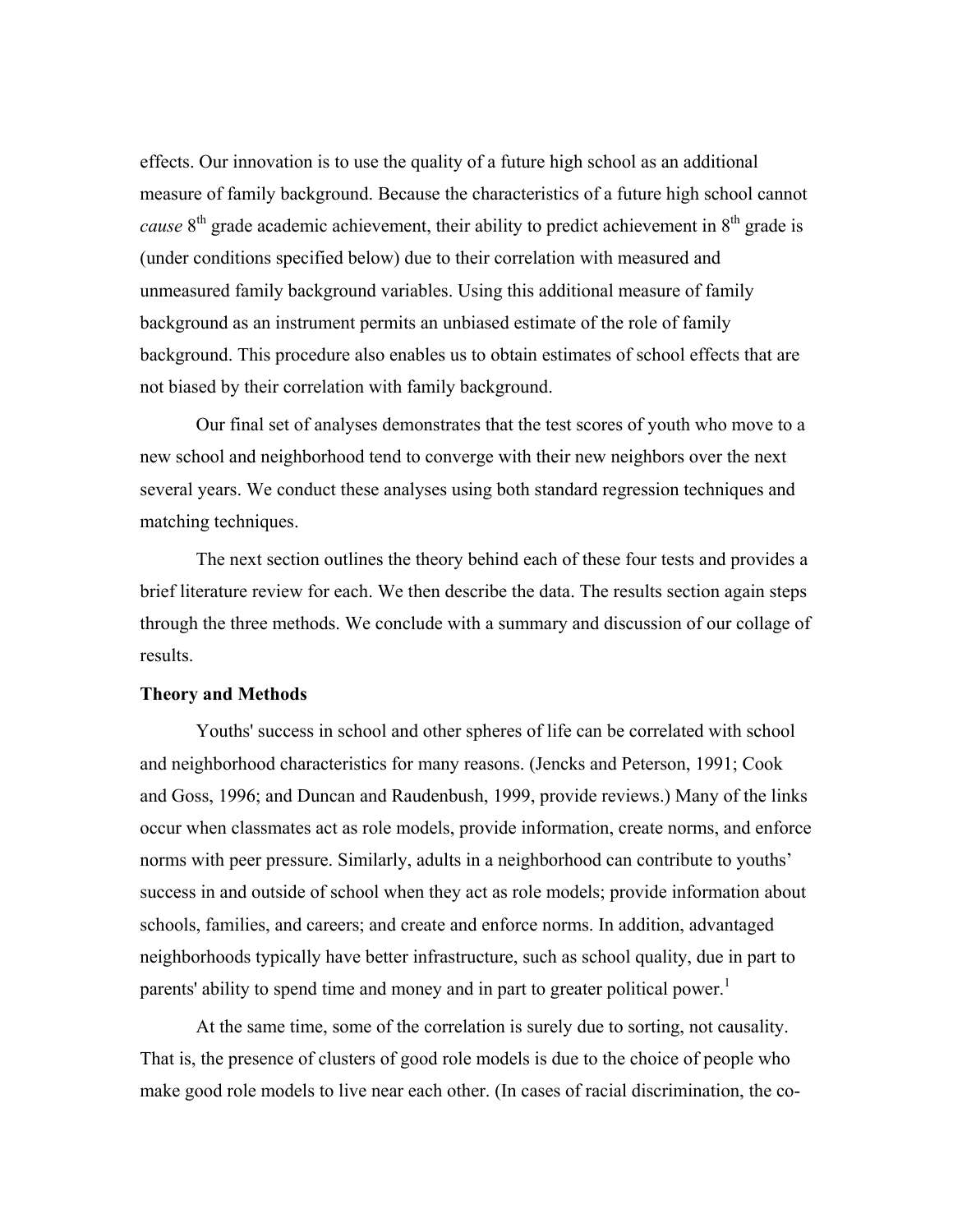effects. Our innovation is to use the quality of a future high school as an additional measure of family background. Because the characteristics of a future high school cannot *cause* $8^{th}$ grade academic achievement, their ability to predict achievement in $8^{th}$ grade is (under conditions specified below) due to their correlation with measured and unmeasured family background variables. Using this additional measure of family background as an instrument permits an unbiased estimate of the role of family background. This procedure also enables us to obtain estimates of school effects that are not biased by their correlation with family background.

Our final set of analyses demonstrates that the test scores of youth who move to a new school and neighborhood tend to converge with their new neighbors over the next several years. We conduct these analyses using both standard regression techniques and matching techniques.

The next section outlines the theory behind each of these four tests and provides a brief literature review for each. We then describe the data. The results section again steps through the three methods. We conclude with a summary and discussion of our collage of results.

**Theory and Methods**

Youths' success in school and other spheres of life can be correlated with school and neighborhood characteristics for many reasons. (Jencks and Peterson, 1991; Cook and Goss, 1996; and Duncan and Raudenbush, 1999, provide reviews.) Many of the links occur when classmates act as role models, provide information, create norms, and enforce norms with peer pressure. Similarly, adults in a neighborhood can contribute to youths' success in and outside of school when they act as role models; provide information about schools, families, and careers; and create and enforce norms. In addition, advantaged neighborhoods typically have better infrastructure, such as school quality, due in part to parents' ability to spend time and money and in part to greater political power.[1]

At the same time, some of the correlation is surely due to sorting, not causality. That is, the presence of clusters of good role models is due to the choice of people who make good role models to live near each other. (In cases of racial discrimination, the co-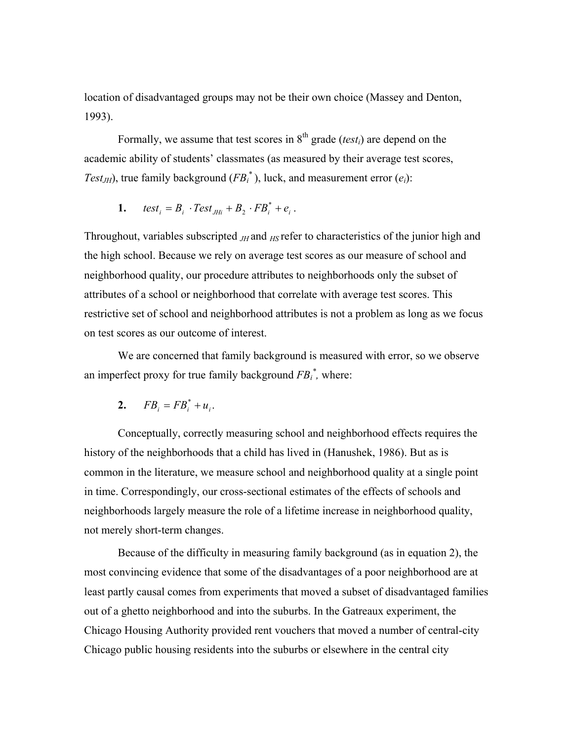location of disadvantaged groups may not be their own choice (Massey and Denton, 1993).

Formally, we assume that test scores in 8[th] grade ($test_i$) are depend on the academic ability of students' classmates (as measured by their average test scores, $Test_{JH}$), true family background ($FB_i^*$), luck, and measurement error ($e_i$):

$$\textbf{1.} \qquad test_i = B_i \cdot Test_{JHi} + B_2 \cdot FB_i^* + e_i \, .$$

Throughout, variables subscripted $_{JH}$ and $_{HS}$ refer to characteristics of the junior high and the high school. Because we rely on average test scores as our measure of school and neighborhood quality, our procedure attributes to neighborhoods only the subset of attributes of a school or neighborhood that correlate with average test scores. This restrictive set of school and neighborhood attributes is not a problem as long as we focus on test scores as our outcome of interest.

We are concerned that family background is measured with error, so we observe an imperfect proxy for true family background $FB_i^*$, where:

$$\textbf{2.} \qquad FB_i = FB_i^* + u_i \, .$$

Conceptually, correctly measuring school and neighborhood effects requires the history of the neighborhoods that a child has lived in (Hanushek, 1986). But as is common in the literature, we measure school and neighborhood quality at a single point in time. Correspondingly, our cross-sectional estimates of the effects of schools and neighborhoods largely measure the role of a lifetime increase in neighborhood quality, not merely short-term changes.

Because of the difficulty in measuring family background (as in equation 2), the most convincing evidence that some of the disadvantages of a poor neighborhood are at least partly causal comes from experiments that moved a subset of disadvantaged families out of a ghetto neighborhood and into the suburbs. In the Gatreaux experiment, the Chicago Housing Authority provided rent vouchers that moved a number of central-city Chicago public housing residents into the suburbs or elsewhere in the central city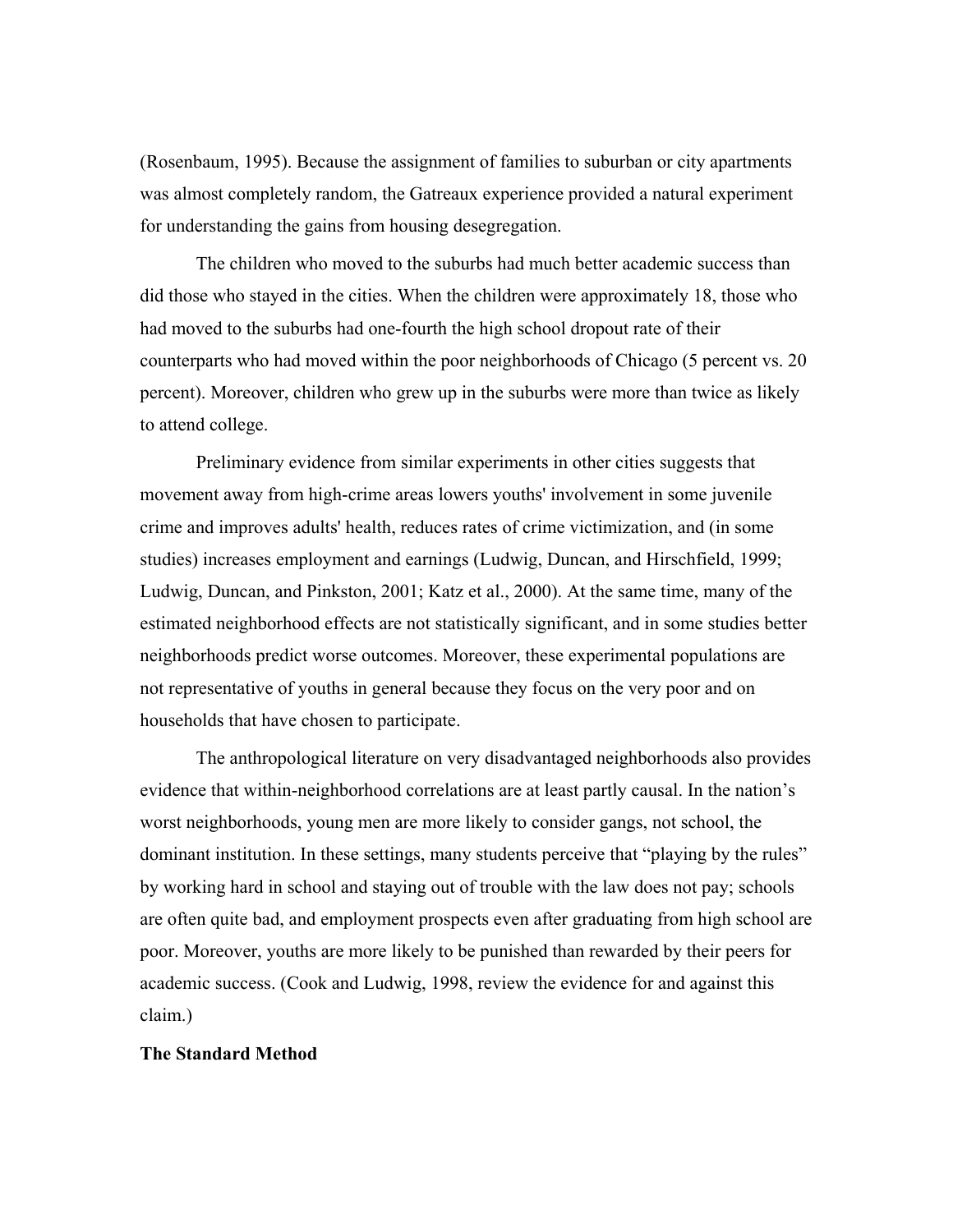(Rosenbaum, 1995). Because the assignment of families to suburban or city apartments was almost completely random, the Gatreaux experience provided a natural experiment for understanding the gains from housing desegregation.

The children who moved to the suburbs had much better academic success than did those who stayed in the cities. When the children were approximately 18, those who had moved to the suburbs had one-fourth the high school dropout rate of their counterparts who had moved within the poor neighborhoods of Chicago (5 percent vs. 20 percent). Moreover, children who grew up in the suburbs were more than twice as likely to attend college.

Preliminary evidence from similar experiments in other cities suggests that movement away from high-crime areas lowers youths' involvement in some juvenile crime and improves adults' health, reduces rates of crime victimization, and (in some studies) increases employment and earnings (Ludwig, Duncan, and Hirschfield, 1999; Ludwig, Duncan, and Pinkston, 2001; Katz et al., 2000). At the same time, many of the estimated neighborhood effects are not statistically significant, and in some studies better neighborhoods predict worse outcomes. Moreover, these experimental populations are not representative of youths in general because they focus on the very poor and on households that have chosen to participate.

The anthropological literature on very disadvantaged neighborhoods also provides evidence that within-neighborhood correlations are at least partly causal. In the nation's worst neighborhoods, young men are more likely to consider gangs, not school, the dominant institution. In these settings, many students perceive that "playing by the rules" by working hard in school and staying out of trouble with the law does not pay; schools are often quite bad, and employment prospects even after graduating from high school are poor. Moreover, youths are more likely to be punished than rewarded by their peers for academic success. (Cook and Ludwig, 1998, review the evidence for and against this claim.)

**The Standard Method**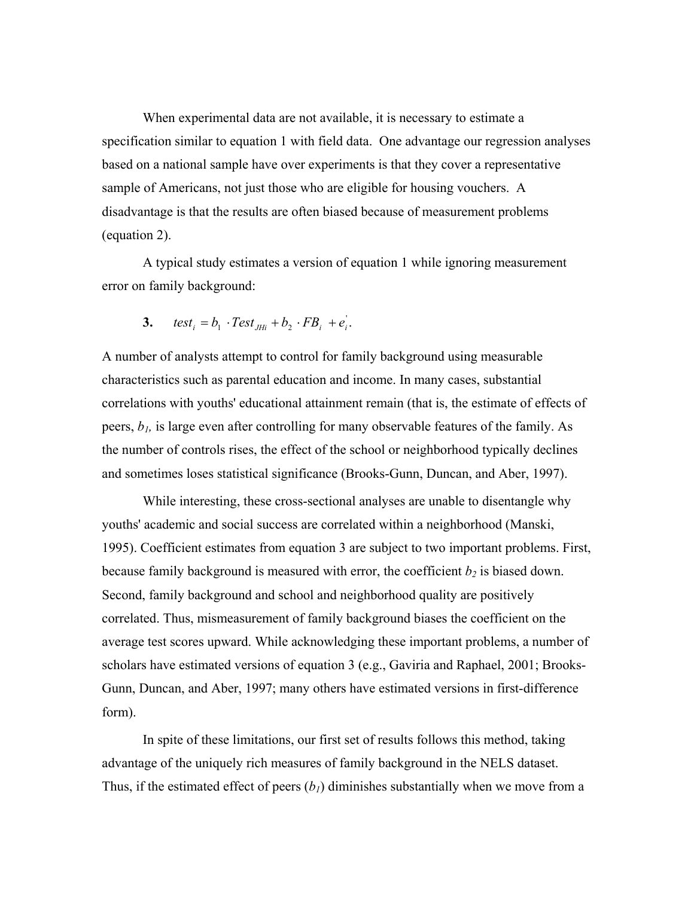When experimental data are not available, it is necessary to estimate a specification similar to equation 1 with field data. One advantage our regression analyses based on a national sample have over experiments is that they cover a representative sample of Americans, not just those who are eligible for housing vouchers. A disadvantage is that the results are often biased because of measurement problems (equation 2).

A typical study estimates a version of equation 1 while ignoring measurement error on family background:

$$\textbf{3.} \qquad test_i = b_1 \cdot Test_{JHi} + b_2 \cdot FB_i + e_i^{'}.$$

A number of analysts attempt to control for family background using measurable characteristics such as parental education and income. In many cases, substantial correlations with youths' educational attainment remain (that is, the estimate of effects of peers, $b_1$, is large even after controlling for many observable features of the family. As the number of controls rises, the effect of the school or neighborhood typically declines and sometimes loses statistical significance (Brooks-Gunn, Duncan, and Aber, 1997).

While interesting, these cross-sectional analyses are unable to disentangle why youths' academic and social success are correlated within a neighborhood (Manski, 1995). Coefficient estimates from equation 3 are subject to two important problems. First, because family background is measured with error, the coefficient $b_2$ is biased down. Second, family background and school and neighborhood quality are positively correlated. Thus, mismeasurement of family background biases the coefficient on the average test scores upward. While acknowledging these important problems, a number of scholars have estimated versions of equation 3 (e.g., Gaviria and Raphael, 2001; Brooks-Gunn, Duncan, and Aber, 1997; many others have estimated versions in first-difference form).

In spite of these limitations, our first set of results follows this method, taking advantage of the uniquely rich measures of family background in the NELS dataset. Thus, if the estimated effect of peers ($b_1$) diminishes substantially when we move from a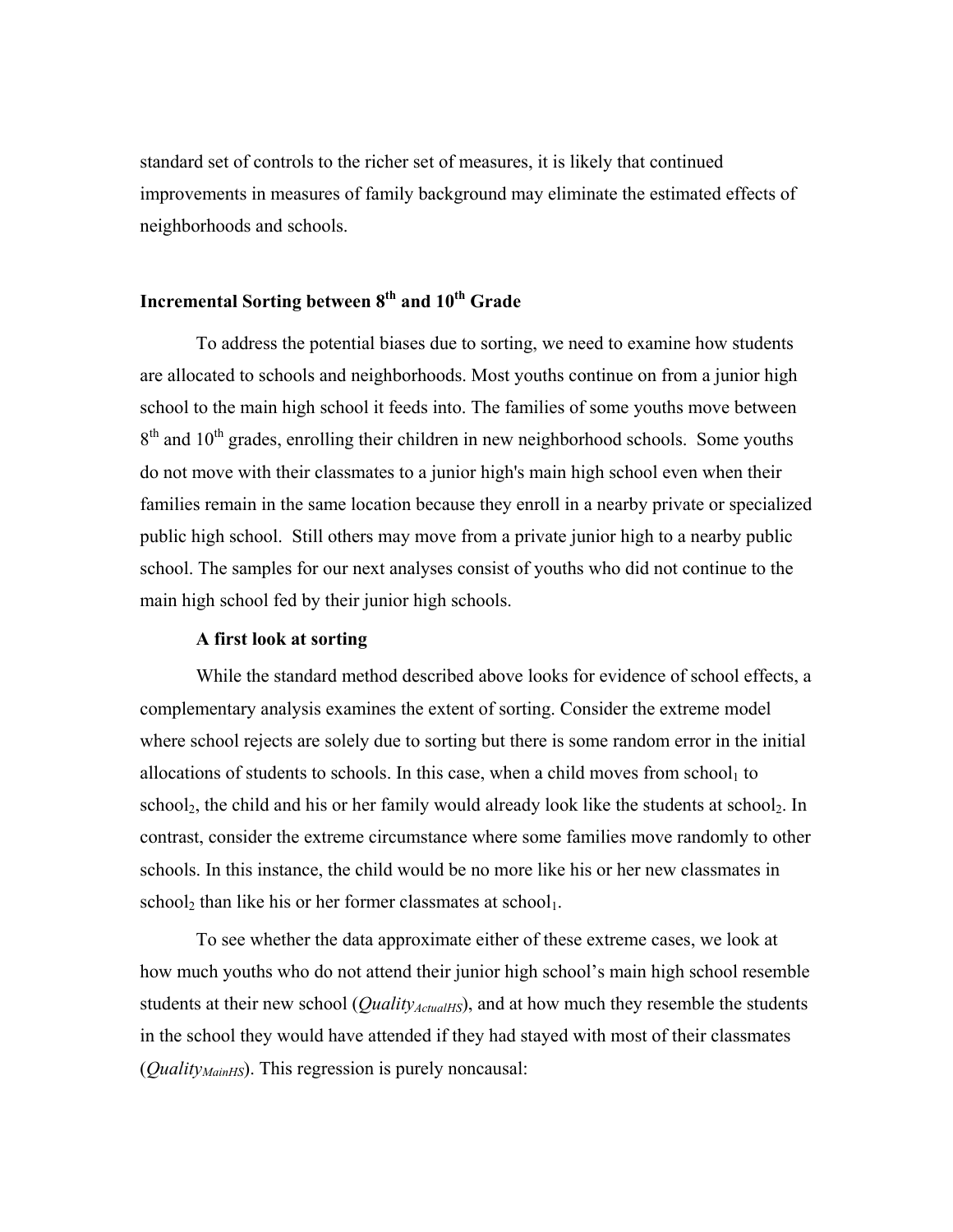standard set of controls to the richer set of measures, it is likely that continued improvements in measures of family background may eliminate the estimated effects of neighborhoods and schools.

## Incremental Sorting between 8th and 10th Grade

To address the potential biases due to sorting, we need to examine how students are allocated to schools and neighborhoods. Most youths continue on from a junior high school to the main high school it feeds into. The families of some youths move between 8th and 10th grades, enrolling their children in new neighborhood schools. Some youths do not move with their classmates to a junior high's main high school even when their families remain in the same location because they enroll in a nearby private or specialized public high school. Still others may move from a private junior high to a nearby public school. The samples for our next analyses consist of youths who did not continue to the main high school fed by their junior high schools.

### A first look at sorting

While the standard method described above looks for evidence of school effects, a complementary analysis examines the extent of sorting. Consider the extreme model where school rejects are solely due to sorting but there is some random error in the initial allocations of students to schools. In this case, when a child moves from $school_1$ to $school_2$, the child and his or her family would already look like the students at $school_2$. In contrast, consider the extreme circumstance where some families move randomly to other schools. In this instance, the child would be no more like his or her new classmates in $school_2$ than like his or her former classmates at $school_1$.

To see whether the data approximate either of these extreme cases, we look at how much youths who do not attend their junior high school's main high school resemble students at their new school ($Quality_{ActualHS}$), and at how much they resemble the students in the school they would have attended if they had stayed with most of their classmates ($Quality_{MainHS}$). This regression is purely noncausal: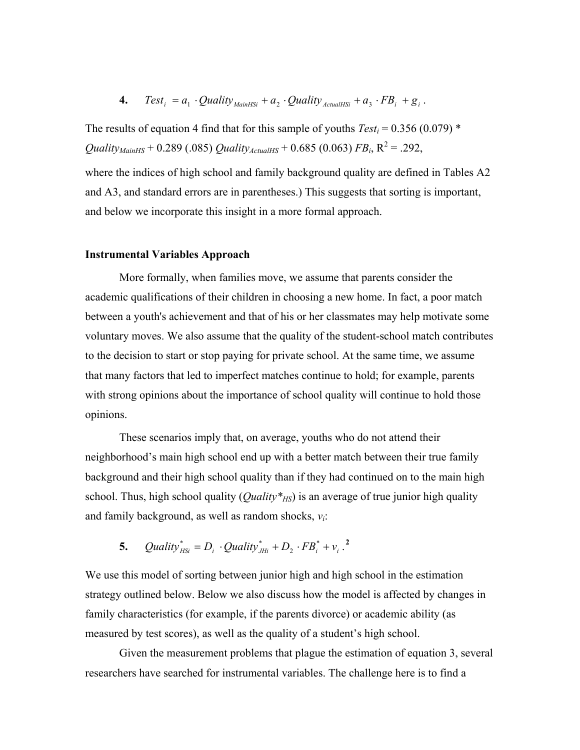$$4. \quad Test_i = a_1 \cdot Quality_{MainHSi} + a_2 \cdot Quality_{ActualHSi} + a_3 \cdot FB_i + g_i \; .$$

The results of equation 4 find that for this sample of youths $Test_i$ = 0.356 (0.079) * $Quality_{MainHS}$ + 0.289 (.085) $Quality_{ActualHS}$ + 0.685 (0.063) $FB_i$, $R^2$ = .292,

where the indices of high school and family background quality are defined in Tables A2 and A3, and standard errors are in parentheses.) This suggests that sorting is important, and below we incorporate this insight in a more formal approach.

### Instrumental Variables Approach

More formally, when families move, we assume that parents consider the academic qualifications of their children in choosing a new home. In fact, a poor match between a youth's achievement and that of his or her classmates may help motivate some voluntary moves. We also assume that the quality of the student-school match contributes to the decision to start or stop paying for private school. At the same time, we assume that many factors that led to imperfect matches continue to hold; for example, parents with strong opinions about the importance of school quality will continue to hold those opinions.

These scenarios imply that, on average, youths who do not attend their neighborhood's main high school end up with a better match between their true family background and their high school quality than if they had continued on to the main high school. Thus, high school quality ($Quality^*_{HS}$) is an average of true junior high quality and family background, as well as random shocks, $v_i$:

$$5. \quad Quality^*_{HSi} = D_i \cdot Quality^*_{JHi} + D_2 \cdot FB^*_i + v_i \; .$$ [2]

We use this model of sorting between junior high and high school in the estimation strategy outlined below. Below we also discuss how the model is affected by changes in family characteristics (for example, if the parents divorce) or academic ability (as measured by test scores), as well as the quality of a student's high school.

Given the measurement problems that plague the estimation of equation 3, several researchers have searched for instrumental variables. The challenge here is to find a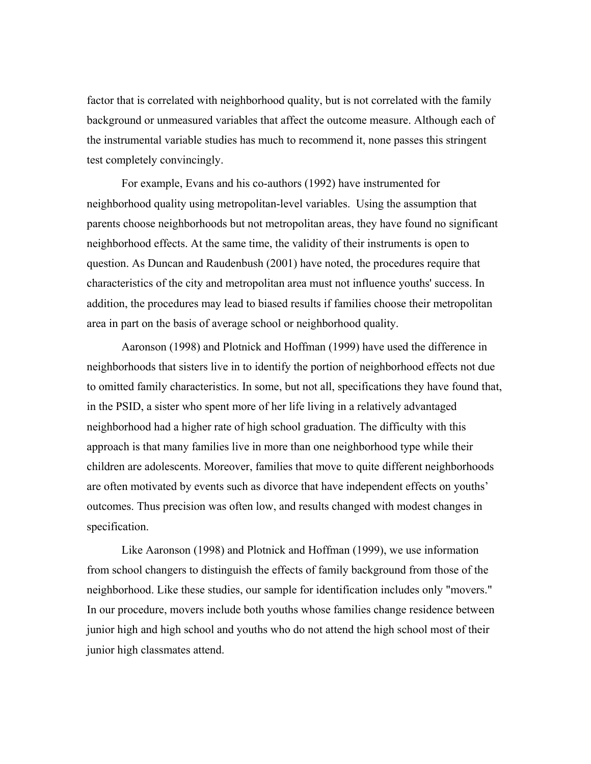factor that is correlated with neighborhood quality, but is not correlated with the family background or unmeasured variables that affect the outcome measure. Although each of the instrumental variable studies has much to recommend it, none passes this stringent test completely convincingly.

For example, Evans and his co-authors (1992) have instrumented for neighborhood quality using metropolitan-level variables. Using the assumption that parents choose neighborhoods but not metropolitan areas, they have found no significant neighborhood effects. At the same time, the validity of their instruments is open to question. As Duncan and Raudenbush (2001) have noted, the procedures require that characteristics of the city and metropolitan area must not influence youths' success. In addition, the procedures may lead to biased results if families choose their metropolitan area in part on the basis of average school or neighborhood quality.

Aaronson (1998) and Plotnick and Hoffman (1999) have used the difference in neighborhoods that sisters live in to identify the portion of neighborhood effects not due to omitted family characteristics. In some, but not all, specifications they have found that, in the PSID, a sister who spent more of her life living in a relatively advantaged neighborhood had a higher rate of high school graduation. The difficulty with this approach is that many families live in more than one neighborhood type while their children are adolescents. Moreover, families that move to quite different neighborhoods are often motivated by events such as divorce that have independent effects on youths' outcomes. Thus precision was often low, and results changed with modest changes in specification.

Like Aaronson (1998) and Plotnick and Hoffman (1999), we use information from school changers to distinguish the effects of family background from those of the neighborhood. Like these studies, our sample for identification includes only "movers." In our procedure, movers include both youths whose families change residence between junior high and high school and youths who do not attend the high school most of their junior high classmates attend.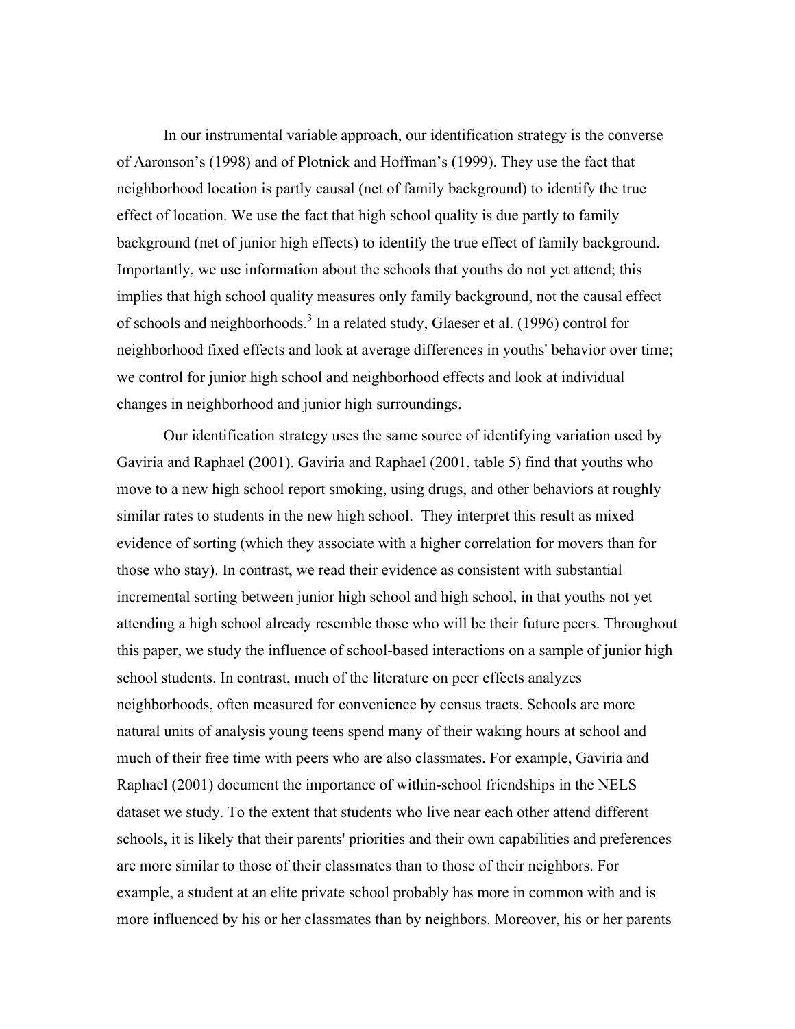In our instrumental variable approach, our identification strategy is the converse of Aaronson's (1998) and of Plotnick and Hoffman's (1999). They use the fact that neighborhood location is partly causal (net of family background) to identify the true effect of location. We use the fact that high school quality is due partly to family background (net of junior high effects) to identify the true effect of family background. Importantly, we use information about the schools that youths do not yet attend; this implies that high school quality measures only family background, not the causal effect of schools and neighborhoods.[3] In a related study, Glaeser et al. (1996) control for neighborhood fixed effects and look at average differences in youths' behavior over time; we control for junior high school and neighborhood effects and look at individual changes in neighborhood and junior high surroundings.

Our identification strategy uses the same source of identifying variation used by Gaviria and Raphael (2001). Gaviria and Raphael (2001, table 5) find that youths who move to a new high school report smoking, using drugs, and other behaviors at roughly similar rates to students in the new high school. They interpret this result as mixed evidence of sorting (which they associate with a higher correlation for movers than for those who stay). In contrast, we read their evidence as consistent with substantial incremental sorting between junior high school and high school, in that youths not yet attending a high school already resemble those who will be their future peers. Throughout this paper, we study the influence of school-based interactions on a sample of junior high school students. In contrast, much of the literature on peer effects analyzes neighborhoods, often measured for convenience by census tracts. Schools are more natural units of analysis young teens spend many of their waking hours at school and much of their free time with peers who are also classmates. For example, Gaviria and Raphael (2001) document the importance of within-school friendships in the NELS dataset we study. To the extent that students who live near each other attend different schools, it is likely that their parents' priorities and their own capabilities and preferences are more similar to those of their classmates than to those of their neighbors. For example, a student at an elite private school probably has more in common with and is more influenced by his or her classmates than by neighbors. Moreover, his or her parents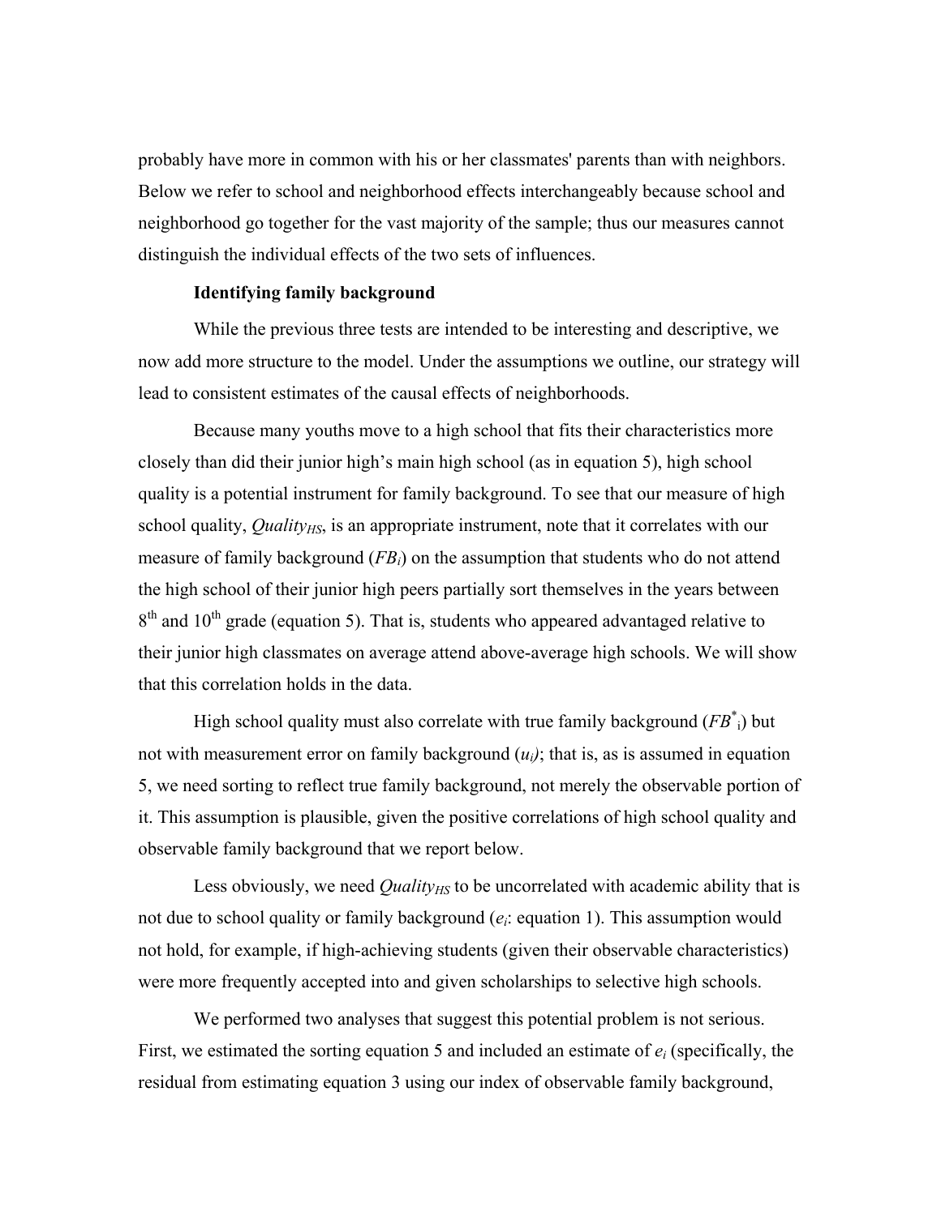probably have more in common with his or her classmates' parents than with neighbors. Below we refer to school and neighborhood effects interchangeably because school and neighborhood go together for the vast majority of the sample; thus our measures cannot distinguish the individual effects of the two sets of influences.

**Identifying family background**

While the previous three tests are intended to be interesting and descriptive, we now add more structure to the model. Under the assumptions we outline, our strategy will lead to consistent estimates of the causal effects of neighborhoods.

Because many youths move to a high school that fits their characteristics more closely than did their junior high's main high school (as in equation 5), high school quality is a potential instrument for family background. To see that our measure of high school quality, $Quality_{HS}$, is an appropriate instrument, note that it correlates with our measure of family background ($FB_i$) on the assumption that students who do not attend the high school of their junior high peers partially sort themselves in the years between $8^{th}$ and $10^{th}$ grade (equation 5). That is, students who appeared advantaged relative to their junior high classmates on average attend above-average high schools. We will show that this correlation holds in the data.

High school quality must also correlate with true family background ($FB^*_i$) but not with measurement error on family background ($u_i$); that is, as is assumed in equation 5, we need sorting to reflect true family background, not merely the observable portion of it. This assumption is plausible, given the positive correlations of high school quality and observable family background that we report below.

Less obviously, we need $Quality_{HS}$ to be uncorrelated with academic ability that is not due to school quality or family background ($e_i$: equation 1). This assumption would not hold, for example, if high-achieving students (given their observable characteristics) were more frequently accepted into and given scholarships to selective high schools.

We performed two analyses that suggest this potential problem is not serious. First, we estimated the sorting equation 5 and included an estimate of $e_i$ (specifically, the residual from estimating equation 3 using our index of observable family background,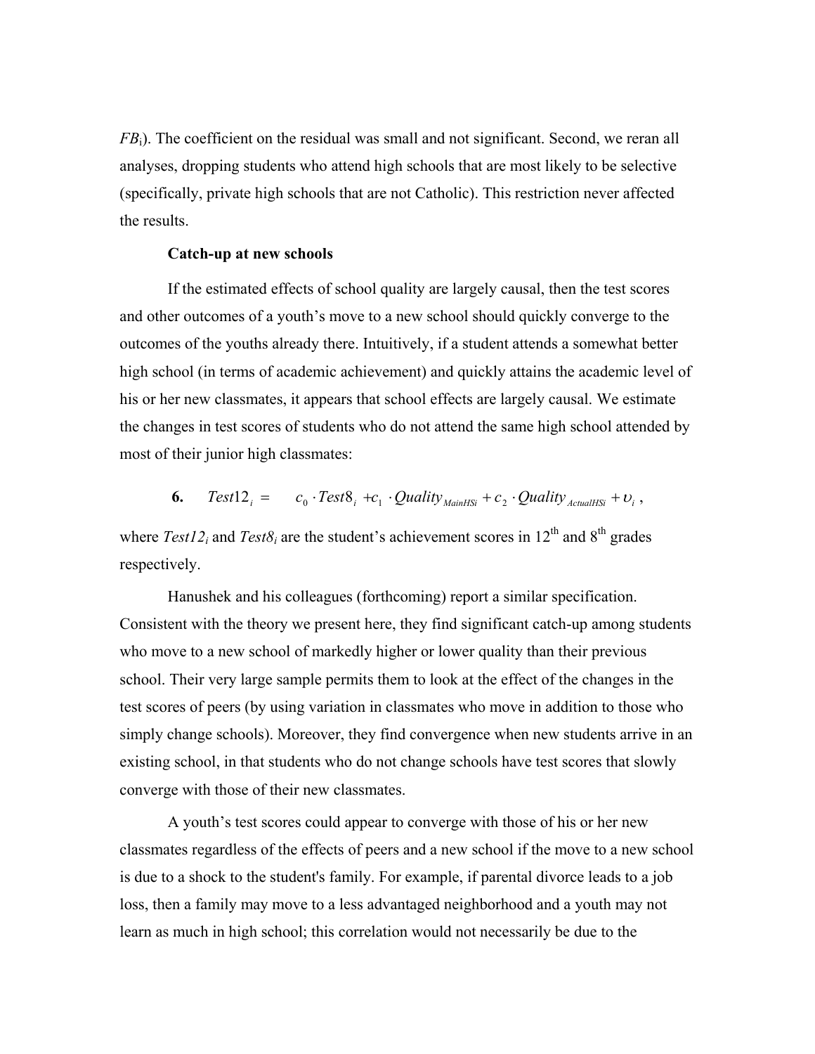$FB_i$). The coefficient on the residual was small and not significant. Second, we reran all analyses, dropping students who attend high schools that are most likely to be selective (specifically, private high schools that are not Catholic). This restriction never affected the results.

**Catch-up at new schools**

If the estimated effects of school quality are largely causal, then the test scores and other outcomes of a youth's move to a new school should quickly converge to the outcomes of the youths already there. Intuitively, if a student attends a somewhat better high school (in terms of academic achievement) and quickly attains the academic level of his or her new classmates, it appears that school effects are largely causal. We estimate the changes in test scores of students who do not attend the same high school attended by most of their junior high classmates:

$$\textbf{6.} \qquad Test12_i = c_0 \cdot Test8_i + c_1 \cdot Quality_{MainHSi} + c_2 \cdot Quality_{ActualHSi} + \upsilon_i \,,$$

where $Test12_i$ and $Test8_i$ are the student's achievement scores in 12th and 8th grades respectively.

Hanushek and his colleagues (forthcoming) report a similar specification. Consistent with the theory we present here, they find significant catch-up among students who move to a new school of markedly higher or lower quality than their previous school. Their very large sample permits them to look at the effect of the changes in the test scores of peers (by using variation in classmates who move in addition to those who simply change schools). Moreover, they find convergence when new students arrive in an existing school, in that students who do not change schools have test scores that slowly converge with those of their new classmates.

A youth's test scores could appear to converge with those of his or her new classmates regardless of the effects of peers and a new school if the move to a new school is due to a shock to the student's family. For example, if parental divorce leads to a job loss, then a family may move to a less advantaged neighborhood and a youth may not learn as much in high school; this correlation would not necessarily be due to the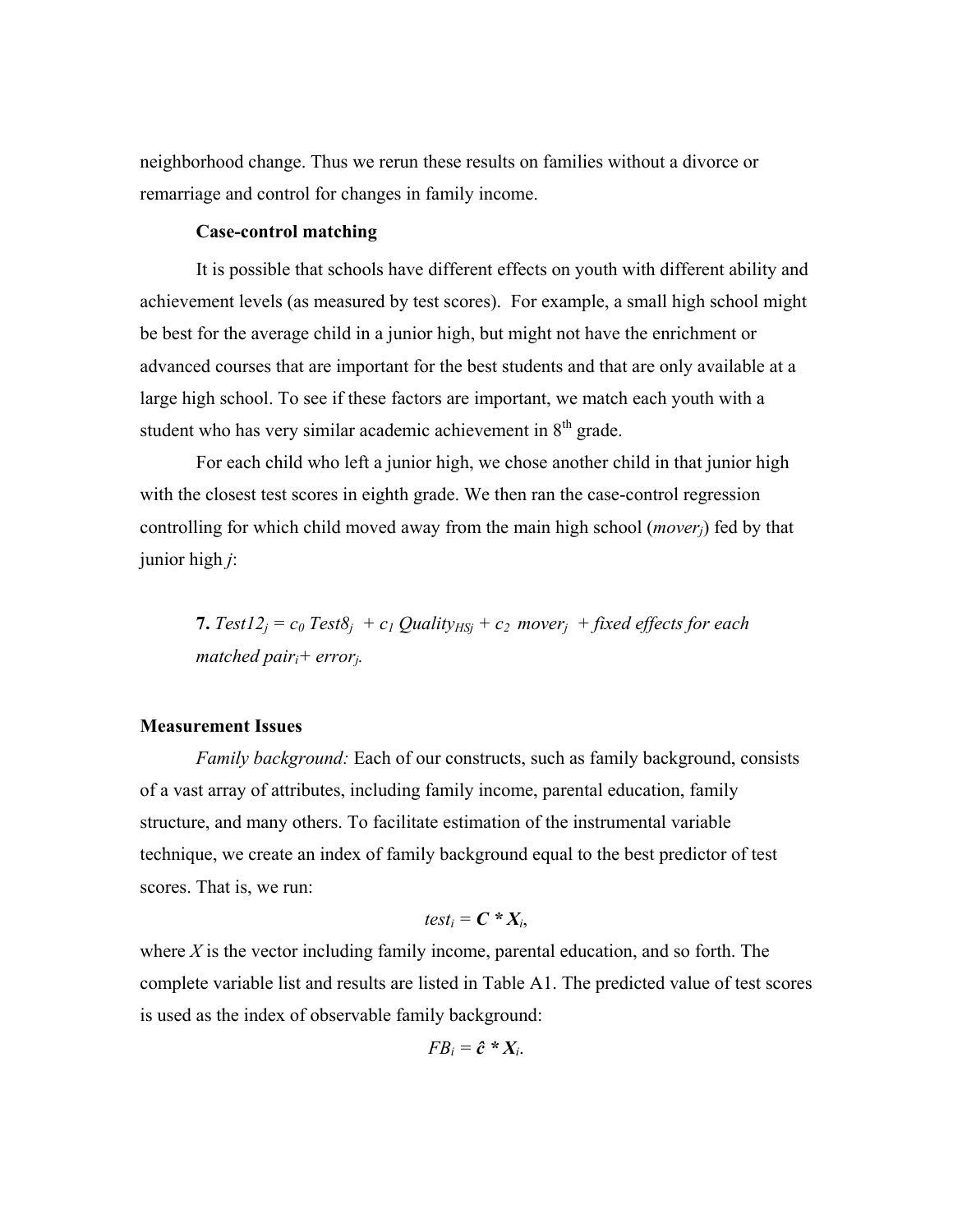neighborhood change. Thus we rerun these results on families without a divorce or remarriage and control for changes in family income.

### Case-control matching

It is possible that schools have different effects on youth with different ability and achievement levels (as measured by test scores). For example, a small high school might be best for the average child in a junior high, but might not have the enrichment or advanced courses that are important for the best students and that are only available at a large high school. To see if these factors are important, we match each youth with a student who has very similar academic achievement in 8th grade.

For each child who left a junior high, we chose another child in that junior high with the closest test scores in eighth grade. We then ran the case-control regression controlling for which child moved away from the main high school ($mover_j$) fed by that junior high $j$:

**7.** $Test12_j = c_0\ Test8_j\ + c_1\ Quality_{HSj} + c_2\ mover_j\ +$ *fixed effects for each matched pair*$_i$ $+\ error_j$.

## Measurement Issues

*Family background:* Each of our constructs, such as family background, consists of a vast array of attributes, including family income, parental education, family structure, and many others. To facilitate estimation of the instrumental variable technique, we create an index of family background equal to the best predictor of test scores. That is, we run:

$$test_i = \mathbf{C} * \mathbf{X}_i,$$

where $X$ is the vector including family income, parental education, and so forth. The complete variable list and results are listed in Table A1. The predicted value of test scores is used as the index of observable family background:

$$FB_i = \hat{\mathbf{c}} * \mathbf{X}_i.$$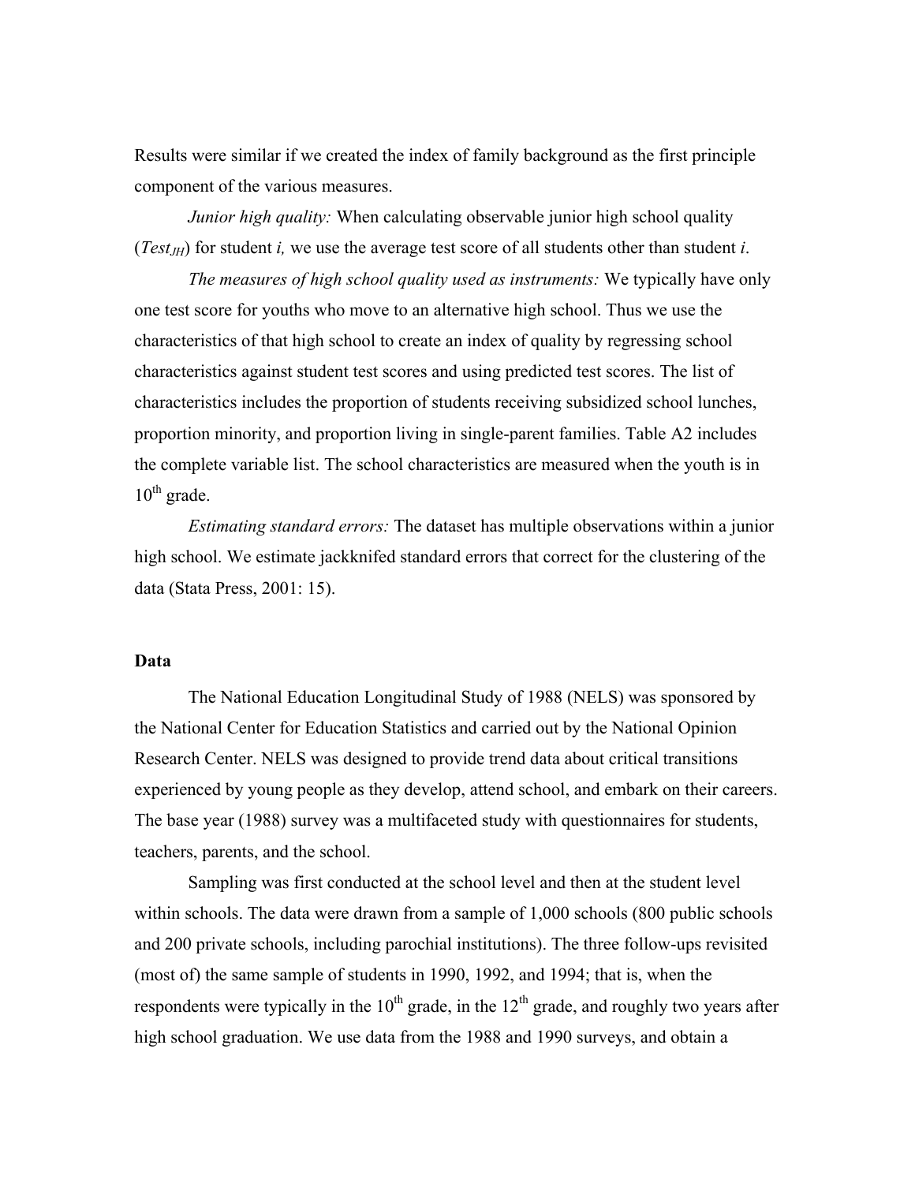Results were similar if we created the index of family background as the first principle component of the various measures.

*Junior high quality:* When calculating observable junior high school quality ($Test_{JH}$) for student *i,* we use the average test score of all students other than student *i*.

*The measures of high school quality used as instruments:* We typically have only one test score for youths who move to an alternative high school. Thus we use the characteristics of that high school to create an index of quality by regressing school characteristics against student test scores and using predicted test scores. The list of characteristics includes the proportion of students receiving subsidized school lunches, proportion minority, and proportion living in single-parent families. Table A2 includes the complete variable list. The school characteristics are measured when the youth is in 10th grade.

*Estimating standard errors:* The dataset has multiple observations within a junior high school. We estimate jackknifed standard errors that correct for the clustering of the data (Stata Press, 2001: 15).

## Data

The National Education Longitudinal Study of 1988 (NELS) was sponsored by the National Center for Education Statistics and carried out by the National Opinion Research Center. NELS was designed to provide trend data about critical transitions experienced by young people as they develop, attend school, and embark on their careers. The base year (1988) survey was a multifaceted study with questionnaires for students, teachers, parents, and the school.

Sampling was first conducted at the school level and then at the student level within schools. The data were drawn from a sample of 1,000 schools (800 public schools and 200 private schools, including parochial institutions). The three follow-ups revisited (most of) the same sample of students in 1990, 1992, and 1994; that is, when the respondents were typically in the 10th grade, in the 12th grade, and roughly two years after high school graduation. We use data from the 1988 and 1990 surveys, and obtain a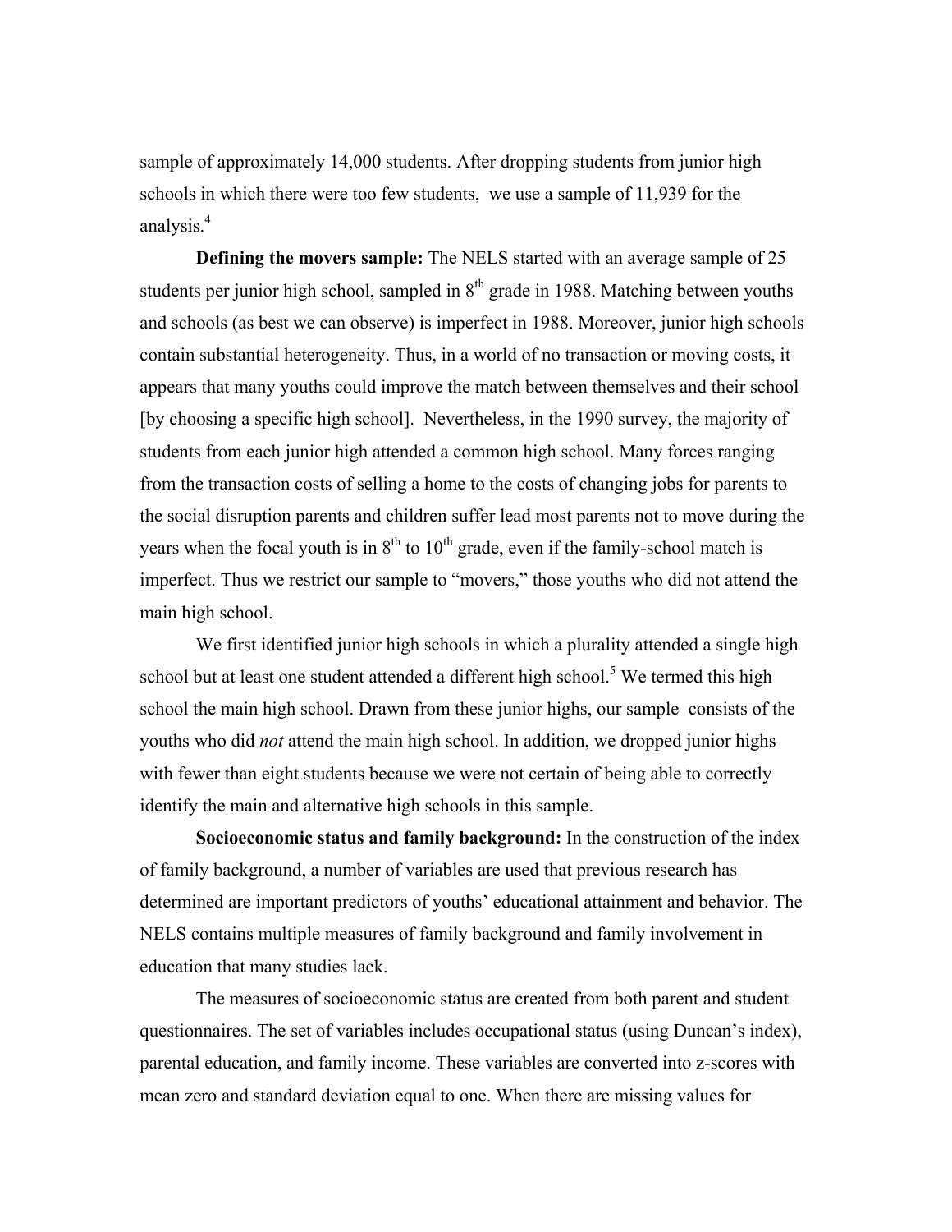sample of approximately 14,000 students. After dropping students from junior high schools in which there were too few students, we use a sample of 11,939 for the analysis.[4]

**Defining the movers sample:** The NELS started with an average sample of 25 students per junior high school, sampled in 8th grade in 1988. Matching between youths and schools (as best we can observe) is imperfect in 1988. Moreover, junior high schools contain substantial heterogeneity. Thus, in a world of no transaction or moving costs, it appears that many youths could improve the match between themselves and their school [by choosing a specific high school]. Nevertheless, in the 1990 survey, the majority of students from each junior high attended a common high school. Many forces ranging from the transaction costs of selling a home to the costs of changing jobs for parents to the social disruption parents and children suffer lead most parents not to move during the years when the focal youth is in 8th to 10th grade, even if the family-school match is imperfect. Thus we restrict our sample to "movers," those youths who did not attend the main high school.

We first identified junior high schools in which a plurality attended a single high school but at least one student attended a different high school.[5] We termed this high school the main high school. Drawn from these junior highs, our sample consists of the youths who did *not* attend the main high school. In addition, we dropped junior highs with fewer than eight students because we were not certain of being able to correctly identify the main and alternative high schools in this sample.

**Socioeconomic status and family background:** In the construction of the index of family background, a number of variables are used that previous research has determined are important predictors of youths' educational attainment and behavior. The NELS contains multiple measures of family background and family involvement in education that many studies lack.

The measures of socioeconomic status are created from both parent and student questionnaires. The set of variables includes occupational status (using Duncan's index), parental education, and family income. These variables are converted into z-scores with mean zero and standard deviation equal to one. When there are missing values for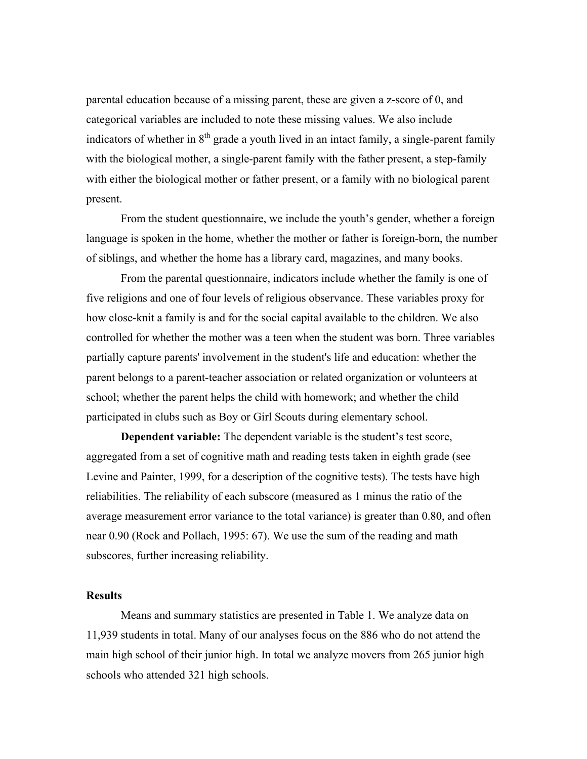parental education because of a missing parent, these are given a z-score of 0, and categorical variables are included to note these missing values. We also include indicators of whether in 8th grade a youth lived in an intact family, a single-parent family with the biological mother, a single-parent family with the father present, a step-family with either the biological mother or father present, or a family with no biological parent present.

From the student questionnaire, we include the youth's gender, whether a foreign language is spoken in the home, whether the mother or father is foreign-born, the number of siblings, and whether the home has a library card, magazines, and many books.

From the parental questionnaire, indicators include whether the family is one of five religions and one of four levels of religious observance. These variables proxy for how close-knit a family is and for the social capital available to the children. We also controlled for whether the mother was a teen when the student was born. Three variables partially capture parents' involvement in the student's life and education: whether the parent belongs to a parent-teacher association or related organization or volunteers at school; whether the parent helps the child with homework; and whether the child participated in clubs such as Boy or Girl Scouts during elementary school.

**Dependent variable:** The dependent variable is the student's test score, aggregated from a set of cognitive math and reading tests taken in eighth grade (see Levine and Painter, 1999, for a description of the cognitive tests). The tests have high reliabilities. The reliability of each subscore (measured as 1 minus the ratio of the average measurement error variance to the total variance) is greater than 0.80, and often near 0.90 (Rock and Pollach, 1995: 67). We use the sum of the reading and math subscores, further increasing reliability.

## Results

Means and summary statistics are presented in Table 1. We analyze data on 11,939 students in total. Many of our analyses focus on the 886 who do not attend the main high school of their junior high. In total we analyze movers from 265 junior high schools who attended 321 high schools.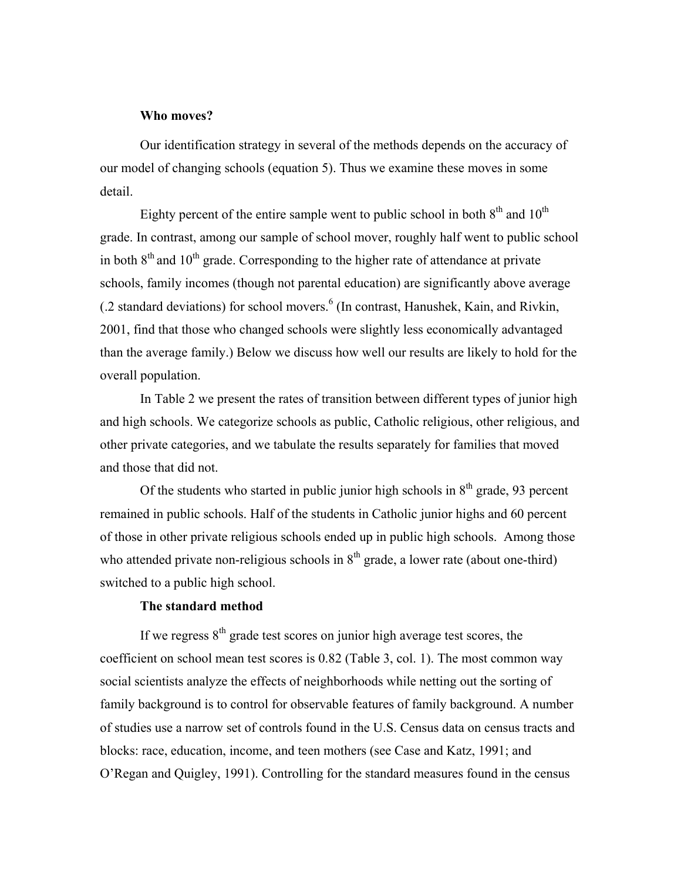**Who moves?**

Our identification strategy in several of the methods depends on the accuracy of our model of changing schools (equation 5). Thus we examine these moves in some detail.

Eighty percent of the entire sample went to public school in both 8th and 10th grade. In contrast, among our sample of school mover, roughly half went to public school in both 8th and 10th grade. Corresponding to the higher rate of attendance at private schools, family incomes (though not parental education) are significantly above average (.2 standard deviations) for school movers.[6] (In contrast, Hanushek, Kain, and Rivkin, 2001, find that those who changed schools were slightly less economically advantaged than the average family.) Below we discuss how well our results are likely to hold for the overall population.

In Table 2 we present the rates of transition between different types of junior high and high schools. We categorize schools as public, Catholic religious, other religious, and other private categories, and we tabulate the results separately for families that moved and those that did not.

Of the students who started in public junior high schools in 8th grade, 93 percent remained in public schools. Half of the students in Catholic junior highs and 60 percent of those in other private religious schools ended up in public high schools. Among those who attended private non-religious schools in 8th grade, a lower rate (about one-third) switched to a public high school.

**The standard method**

If we regress 8th grade test scores on junior high average test scores, the coefficient on school mean test scores is 0.82 (Table 3, col. 1). The most common way social scientists analyze the effects of neighborhoods while netting out the sorting of family background is to control for observable features of family background. A number of studies use a narrow set of controls found in the U.S. Census data on census tracts and blocks: race, education, income, and teen mothers (see Case and Katz, 1991; and O'Regan and Quigley, 1991). Controlling for the standard measures found in the census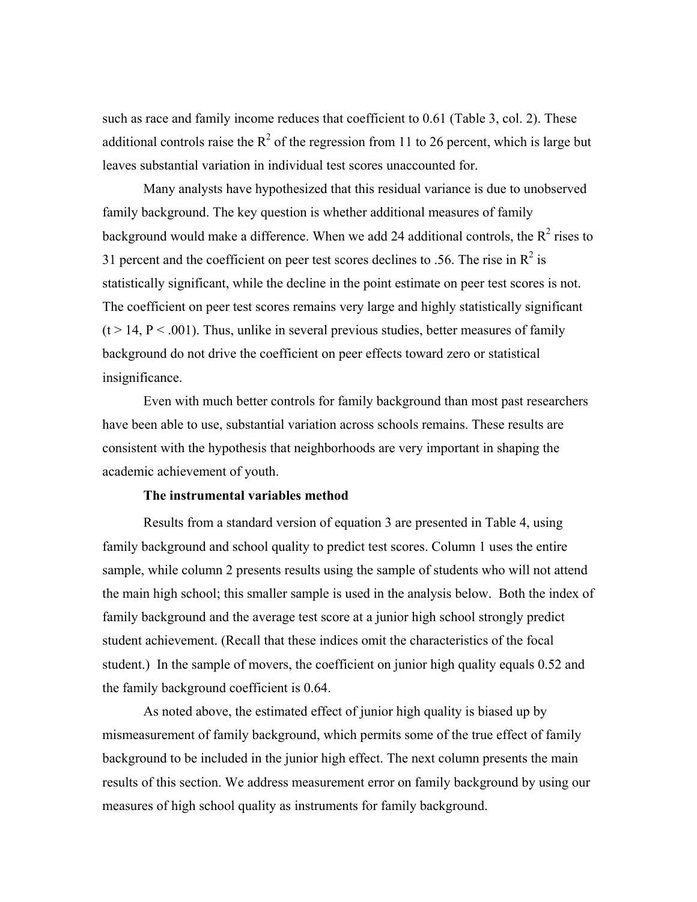such as race and family income reduces that coefficient to 0.61 (Table 3, col. 2). These additional controls raise the $R^2$ of the regression from 11 to 26 percent, which is large but leaves substantial variation in individual test scores unaccounted for.

Many analysts have hypothesized that this residual variance is due to unobserved family background. The key question is whether additional measures of family background would make a difference. When we add 24 additional controls, the $R^2$ rises to 31 percent and the coefficient on peer test scores declines to .56. The rise in $R^2$ is statistically significant, while the decline in the point estimate on peer test scores is not. The coefficient on peer test scores remains very large and highly statistically significant ($t > 14$, $P < .001$). Thus, unlike in several previous studies, better measures of family background do not drive the coefficient on peer effects toward zero or statistical insignificance.

Even with much better controls for family background than most past researchers have been able to use, substantial variation across schools remains. These results are consistent with the hypothesis that neighborhoods are very important in shaping the academic achievement of youth.

**The instrumental variables method**

Results from a standard version of equation 3 are presented in Table 4, using family background and school quality to predict test scores. Column 1 uses the entire sample, while column 2 presents results using the sample of students who will not attend the main high school; this smaller sample is used in the analysis below. Both the index of family background and the average test score at a junior high school strongly predict student achievement. (Recall that these indices omit the characteristics of the focal student.) In the sample of movers, the coefficient on junior high quality equals 0.52 and the family background coefficient is 0.64.

As noted above, the estimated effect of junior high quality is biased up by mismeasurement of family background, which permits some of the true effect of family background to be included in the junior high effect. The next column presents the main results of this section. We address measurement error on family background by using our measures of high school quality as instruments for family background.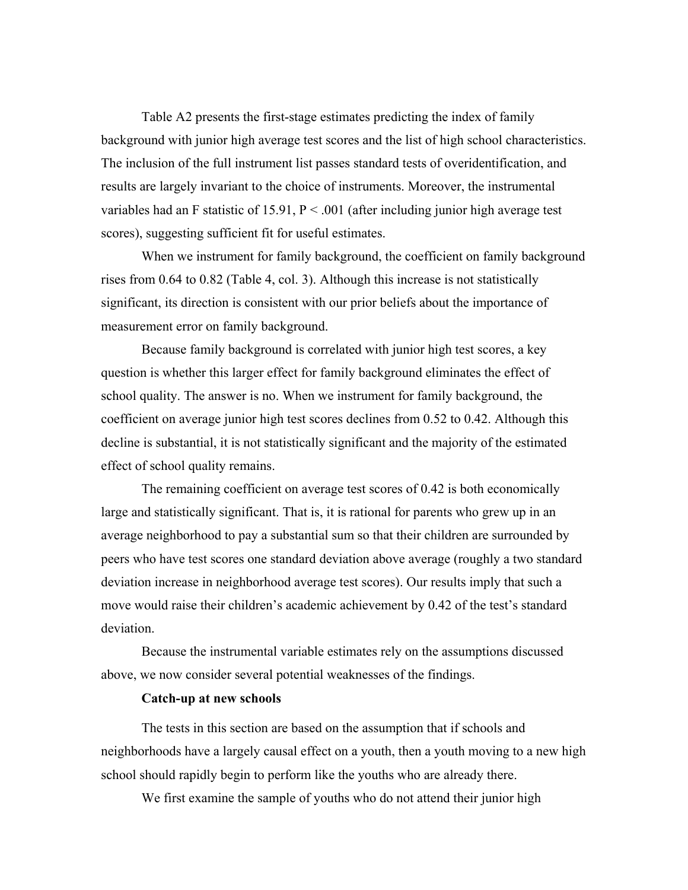Table A2 presents the first-stage estimates predicting the index of family background with junior high average test scores and the list of high school characteristics. The inclusion of the full instrument list passes standard tests of overidentification, and results are largely invariant to the choice of instruments. Moreover, the instrumental variables had an F statistic of 15.91, $P < .001$ (after including junior high average test scores), suggesting sufficient fit for useful estimates.

When we instrument for family background, the coefficient on family background rises from 0.64 to 0.82 (Table 4, col. 3). Although this increase is not statistically significant, its direction is consistent with our prior beliefs about the importance of measurement error on family background.

Because family background is correlated with junior high test scores, a key question is whether this larger effect for family background eliminates the effect of school quality. The answer is no. When we instrument for family background, the coefficient on average junior high test scores declines from 0.52 to 0.42. Although this decline is substantial, it is not statistically significant and the majority of the estimated effect of school quality remains.

The remaining coefficient on average test scores of 0.42 is both economically large and statistically significant. That is, it is rational for parents who grew up in an average neighborhood to pay a substantial sum so that their children are surrounded by peers who have test scores one standard deviation above average (roughly a two standard deviation increase in neighborhood average test scores). Our results imply that such a move would raise their children's academic achievement by 0.42 of the test's standard deviation.

Because the instrumental variable estimates rely on the assumptions discussed above, we now consider several potential weaknesses of the findings.

**Catch-up at new schools**

The tests in this section are based on the assumption that if schools and neighborhoods have a largely causal effect on a youth, then a youth moving to a new high school should rapidly begin to perform like the youths who are already there.

We first examine the sample of youths who do not attend their junior high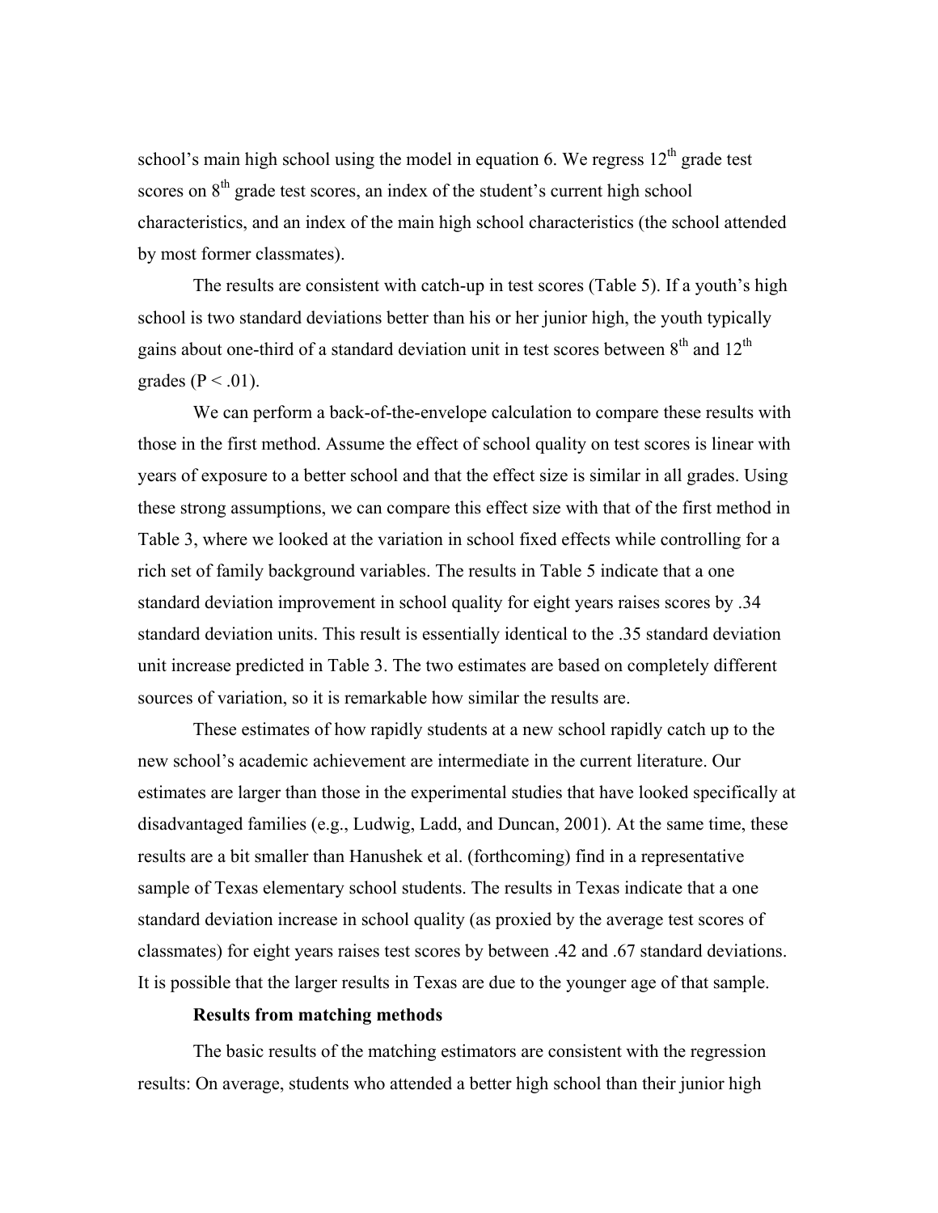school's main high school using the model in equation 6. We regress $12^{th}$ grade test scores on $8^{th}$ grade test scores, an index of the student's current high school characteristics, and an index of the main high school characteristics (the school attended by most former classmates).

The results are consistent with catch-up in test scores (Table 5). If a youth's high school is two standard deviations better than his or her junior high, the youth typically gains about one-third of a standard deviation unit in test scores between $8^{th}$ and $12^{th}$ grades ($P < .01$).

We can perform a back-of-the-envelope calculation to compare these results with those in the first method. Assume the effect of school quality on test scores is linear with years of exposure to a better school and that the effect size is similar in all grades. Using these strong assumptions, we can compare this effect size with that of the first method in Table 3, where we looked at the variation in school fixed effects while controlling for a rich set of family background variables. The results in Table 5 indicate that a one standard deviation improvement in school quality for eight years raises scores by .34 standard deviation units. This result is essentially identical to the .35 standard deviation unit increase predicted in Table 3. The two estimates are based on completely different sources of variation, so it is remarkable how similar the results are.

These estimates of how rapidly students at a new school rapidly catch up to the new school's academic achievement are intermediate in the current literature. Our estimates are larger than those in the experimental studies that have looked specifically at disadvantaged families (e.g., Ludwig, Ladd, and Duncan, 2001). At the same time, these results are a bit smaller than Hanushek et al. (forthcoming) find in a representative sample of Texas elementary school students. The results in Texas indicate that a one standard deviation increase in school quality (as proxied by the average test scores of classmates) for eight years raises test scores by between .42 and .67 standard deviations. It is possible that the larger results in Texas are due to the younger age of that sample.

**Results from matching methods**

The basic results of the matching estimators are consistent with the regression results: On average, students who attended a better high school than their junior high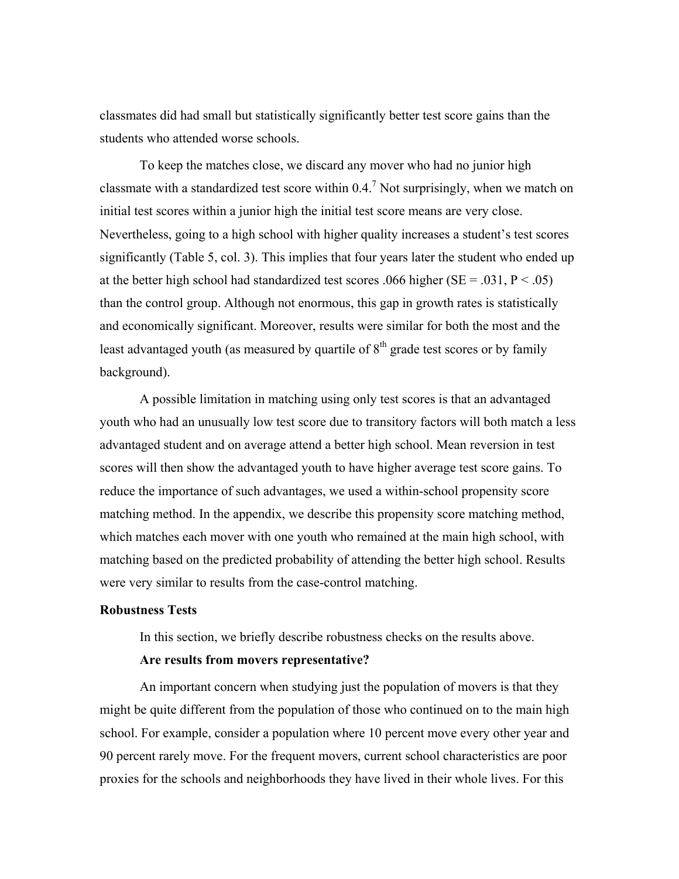classmates did had small but statistically significantly better test score gains than the students who attended worse schools.

To keep the matches close, we discard any mover who had no junior high classmate with a standardized test score within 0.4.[7] Not surprisingly, when we match on initial test scores within a junior high the initial test score means are very close. Nevertheless, going to a high school with higher quality increases a student's test scores significantly (Table 5, col. 3). This implies that four years later the student who ended up at the better high school had standardized test scores .066 higher (SE = .031, $P < .05$) than the control group. Although not enormous, this gap in growth rates is statistically and economically significant. Moreover, results were similar for both the most and the least advantaged youth (as measured by quartile of 8th grade test scores or by family background).

A possible limitation in matching using only test scores is that an advantaged youth who had an unusually low test score due to transitory factors will both match a less advantaged student and on average attend a better high school. Mean reversion in test scores will then show the advantaged youth to have higher average test score gains. To reduce the importance of such advantages, we used a within-school propensity score matching method. In the appendix, we describe this propensity score matching method, which matches each mover with one youth who remained at the main high school, with matching based on the predicted probability of attending the better high school. Results were very similar to results from the case-control matching.

## Robustness Tests

In this section, we briefly describe robustness checks on the results above.

### Are results from movers representative?

An important concern when studying just the population of movers is that they might be quite different from the population of those who continued on to the main high school. For example, consider a population where 10 percent move every other year and 90 percent rarely move. For the frequent movers, current school characteristics are poor proxies for the schools and neighborhoods they have lived in their whole lives. For this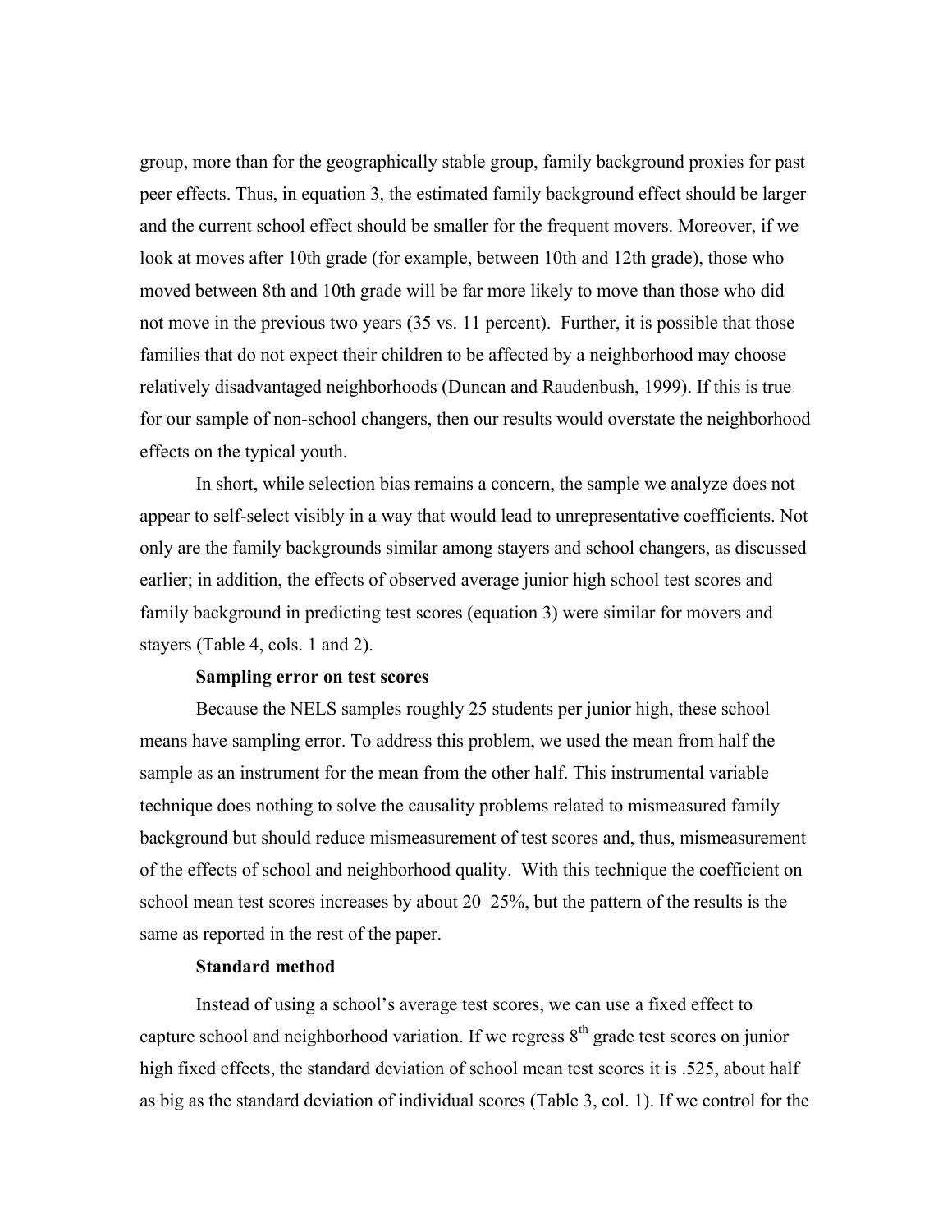group, more than for the geographically stable group, family background proxies for past peer effects. Thus, in equation 3, the estimated family background effect should be larger and the current school effect should be smaller for the frequent movers. Moreover, if we look at moves after 10th grade (for example, between 10th and 12th grade), those who moved between 8th and 10th grade will be far more likely to move than those who did not move in the previous two years (35 vs. 11 percent). Further, it is possible that those families that do not expect their children to be affected by a neighborhood may choose relatively disadvantaged neighborhoods (Duncan and Raudenbush, 1999). If this is true for our sample of non-school changers, then our results would overstate the neighborhood effects on the typical youth.

In short, while selection bias remains a concern, the sample we analyze does not appear to self-select visibly in a way that would lead to unrepresentative coefficients. Not only are the family backgrounds similar among stayers and school changers, as discussed earlier; in addition, the effects of observed average junior high school test scores and family background in predicting test scores (equation 3) were similar for movers and stayers (Table 4, cols. 1 and 2).

**Sampling error on test scores**

Because the NELS samples roughly 25 students per junior high, these school means have sampling error. To address this problem, we used the mean from half the sample as an instrument for the mean from the other half. This instrumental variable technique does nothing to solve the causality problems related to mismeasured family background but should reduce mismeasurement of test scores and, thus, mismeasurement of the effects of school and neighborhood quality. With this technique the coefficient on school mean test scores increases by about 20–25%, but the pattern of the results is the same as reported in the rest of the paper.

**Standard method**

Instead of using a school's average test scores, we can use a fixed effect to capture school and neighborhood variation. If we regress 8$^{th}$ grade test scores on junior high fixed effects, the standard deviation of school mean test scores it is .525, about half as big as the standard deviation of individual scores (Table 3, col. 1). If we control for the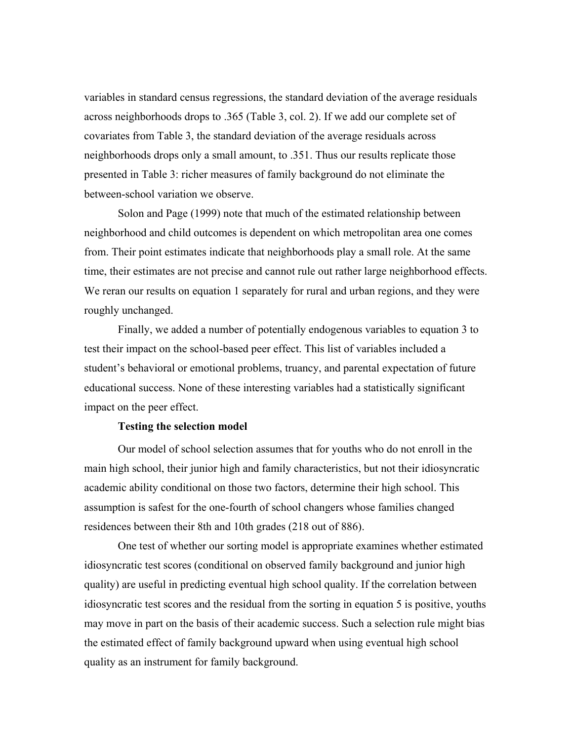variables in standard census regressions, the standard deviation of the average residuals across neighborhoods drops to .365 (Table 3, col. 2). If we add our complete set of covariates from Table 3, the standard deviation of the average residuals across neighborhoods drops only a small amount, to .351. Thus our results replicate those presented in Table 3: richer measures of family background do not eliminate the between-school variation we observe.

Solon and Page (1999) note that much of the estimated relationship between neighborhood and child outcomes is dependent on which metropolitan area one comes from. Their point estimates indicate that neighborhoods play a small role. At the same time, their estimates are not precise and cannot rule out rather large neighborhood effects. We reran our results on equation 1 separately for rural and urban regions, and they were roughly unchanged.

Finally, we added a number of potentially endogenous variables to equation 3 to test their impact on the school-based peer effect. This list of variables included a student's behavioral or emotional problems, truancy, and parental expectation of future educational success. None of these interesting variables had a statistically significant impact on the peer effect.

**Testing the selection model**

Our model of school selection assumes that for youths who do not enroll in the main high school, their junior high and family characteristics, but not their idiosyncratic academic ability conditional on those two factors, determine their high school. This assumption is safest for the one-fourth of school changers whose families changed residences between their 8th and 10th grades (218 out of 886).

One test of whether our sorting model is appropriate examines whether estimated idiosyncratic test scores (conditional on observed family background and junior high quality) are useful in predicting eventual high school quality. If the correlation between idiosyncratic test scores and the residual from the sorting in equation 5 is positive, youths may move in part on the basis of their academic success. Such a selection rule might bias the estimated effect of family background upward when using eventual high school quality as an instrument for family background.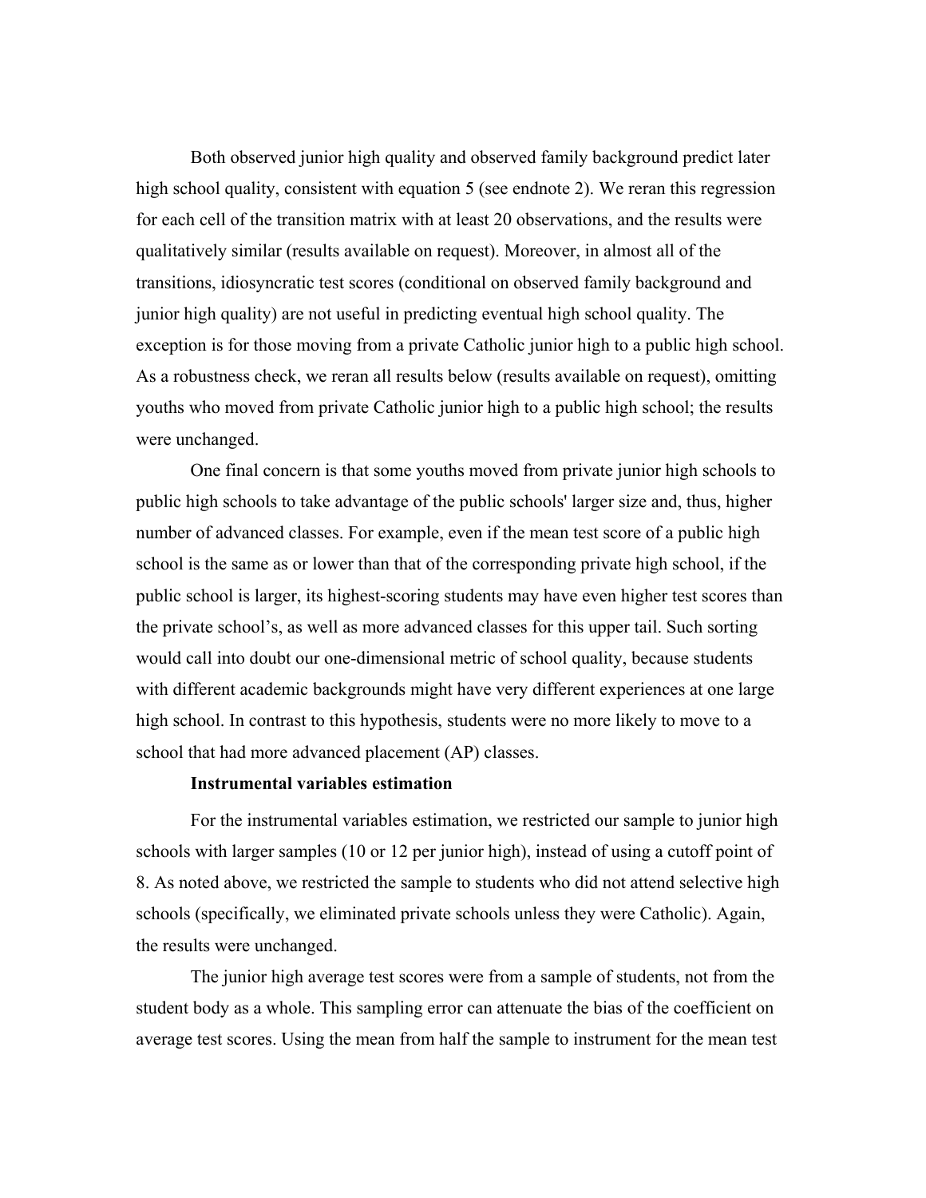Both observed junior high quality and observed family background predict later high school quality, consistent with equation 5 (see endnote 2). We reran this regression for each cell of the transition matrix with at least 20 observations, and the results were qualitatively similar (results available on request). Moreover, in almost all of the transitions, idiosyncratic test scores (conditional on observed family background and junior high quality) are not useful in predicting eventual high school quality. The exception is for those moving from a private Catholic junior high to a public high school. As a robustness check, we reran all results below (results available on request), omitting youths who moved from private Catholic junior high to a public high school; the results were unchanged.

One final concern is that some youths moved from private junior high schools to public high schools to take advantage of the public schools' larger size and, thus, higher number of advanced classes. For example, even if the mean test score of a public high school is the same as or lower than that of the corresponding private high school, if the public school is larger, its highest-scoring students may have even higher test scores than the private school's, as well as more advanced classes for this upper tail. Such sorting would call into doubt our one-dimensional metric of school quality, because students with different academic backgrounds might have very different experiences at one large high school. In contrast to this hypothesis, students were no more likely to move to a school that had more advanced placement (AP) classes.

**Instrumental variables estimation**

For the instrumental variables estimation, we restricted our sample to junior high schools with larger samples (10 or 12 per junior high), instead of using a cutoff point of 8. As noted above, we restricted the sample to students who did not attend selective high schools (specifically, we eliminated private schools unless they were Catholic). Again, the results were unchanged.

The junior high average test scores were from a sample of students, not from the student body as a whole. This sampling error can attenuate the bias of the coefficient on average test scores. Using the mean from half the sample to instrument for the mean test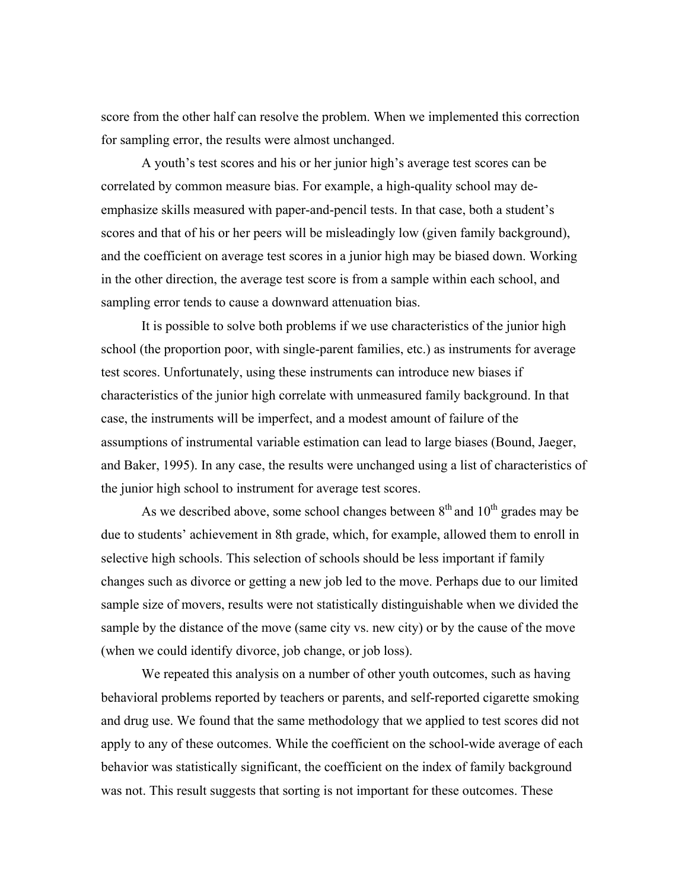score from the other half can resolve the problem. When we implemented this correction for sampling error, the results were almost unchanged.

A youth's test scores and his or her junior high's average test scores can be correlated by common measure bias. For example, a high-quality school may de-emphasize skills measured with paper-and-pencil tests. In that case, both a student's scores and that of his or her peers will be misleadingly low (given family background), and the coefficient on average test scores in a junior high may be biased down. Working in the other direction, the average test score is from a sample within each school, and sampling error tends to cause a downward attenuation bias.

It is possible to solve both problems if we use characteristics of the junior high school (the proportion poor, with single-parent families, etc.) as instruments for average test scores. Unfortunately, using these instruments can introduce new biases if characteristics of the junior high correlate with unmeasured family background. In that case, the instruments will be imperfect, and a modest amount of failure of the assumptions of instrumental variable estimation can lead to large biases (Bound, Jaeger, and Baker, 1995). In any case, the results were unchanged using a list of characteristics of the junior high school to instrument for average test scores.

As we described above, some school changes between 8th and 10th grades may be due to students' achievement in 8th grade, which, for example, allowed them to enroll in selective high schools. This selection of schools should be less important if family changes such as divorce or getting a new job led to the move. Perhaps due to our limited sample size of movers, results were not statistically distinguishable when we divided the sample by the distance of the move (same city vs. new city) or by the cause of the move (when we could identify divorce, job change, or job loss).

We repeated this analysis on a number of other youth outcomes, such as having behavioral problems reported by teachers or parents, and self-reported cigarette smoking and drug use. We found that the same methodology that we applied to test scores did not apply to any of these outcomes. While the coefficient on the school-wide average of each behavior was statistically significant, the coefficient on the index of family background was not. This result suggests that sorting is not important for these outcomes. These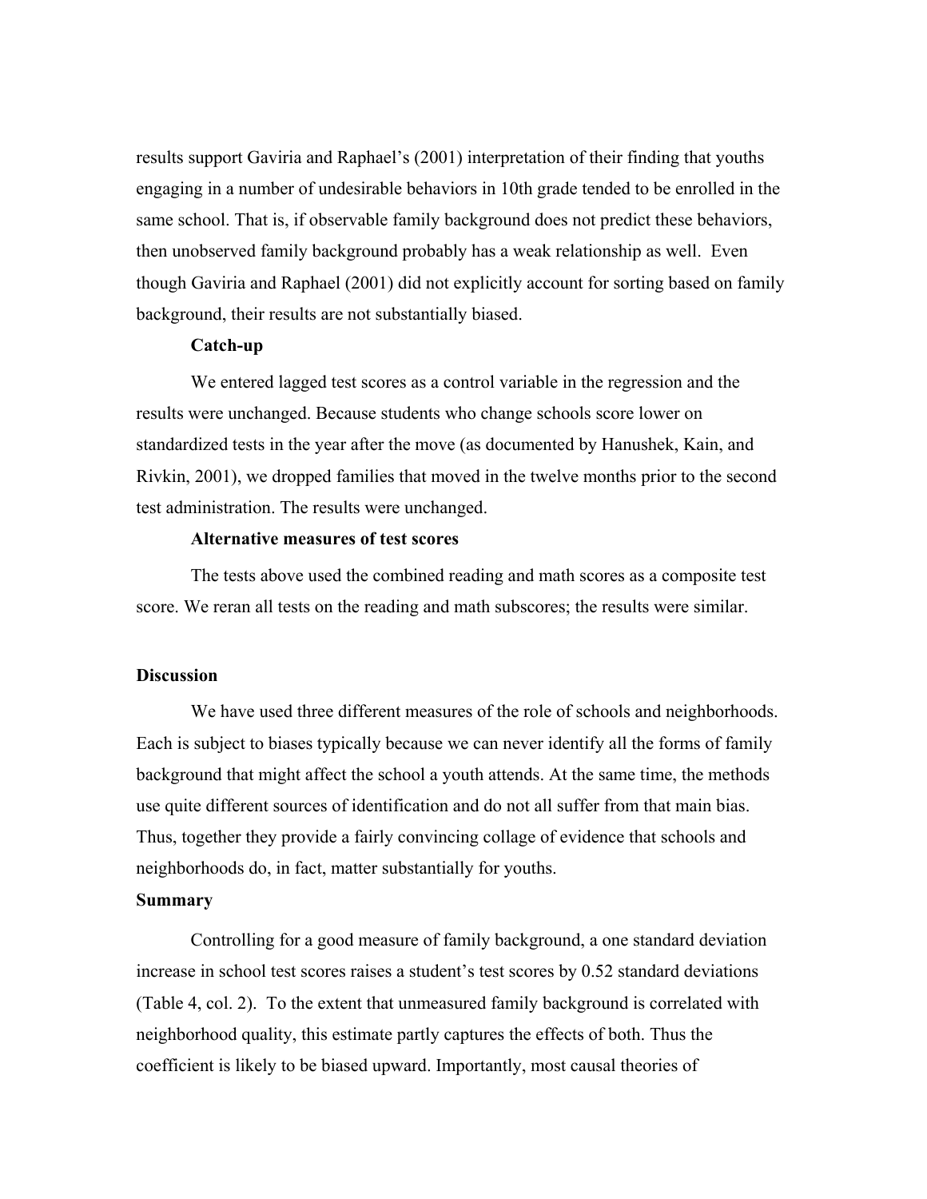results support Gaviria and Raphael's (2001) interpretation of their finding that youths engaging in a number of undesirable behaviors in 10th grade tended to be enrolled in the same school. That is, if observable family background does not predict these behaviors, then unobserved family background probably has a weak relationship as well. Even though Gaviria and Raphael (2001) did not explicitly account for sorting based on family background, their results are not substantially biased.

**Catch-up**

We entered lagged test scores as a control variable in the regression and the results were unchanged. Because students who change schools score lower on standardized tests in the year after the move (as documented by Hanushek, Kain, and Rivkin, 2001), we dropped families that moved in the twelve months prior to the second test administration. The results were unchanged.

**Alternative measures of test scores**

The tests above used the combined reading and math scores as a composite test score. We reran all tests on the reading and math subscores; the results were similar.

## Discussion

We have used three different measures of the role of schools and neighborhoods. Each is subject to biases typically because we can never identify all the forms of family background that might affect the school a youth attends. At the same time, the methods use quite different sources of identification and do not all suffer from that main bias. Thus, together they provide a fairly convincing collage of evidence that schools and neighborhoods do, in fact, matter substantially for youths.

## Summary

Controlling for a good measure of family background, a one standard deviation increase in school test scores raises a student's test scores by 0.52 standard deviations (Table 4, col. 2). To the extent that unmeasured family background is correlated with neighborhood quality, this estimate partly captures the effects of both. Thus the coefficient is likely to be biased upward. Importantly, most causal theories of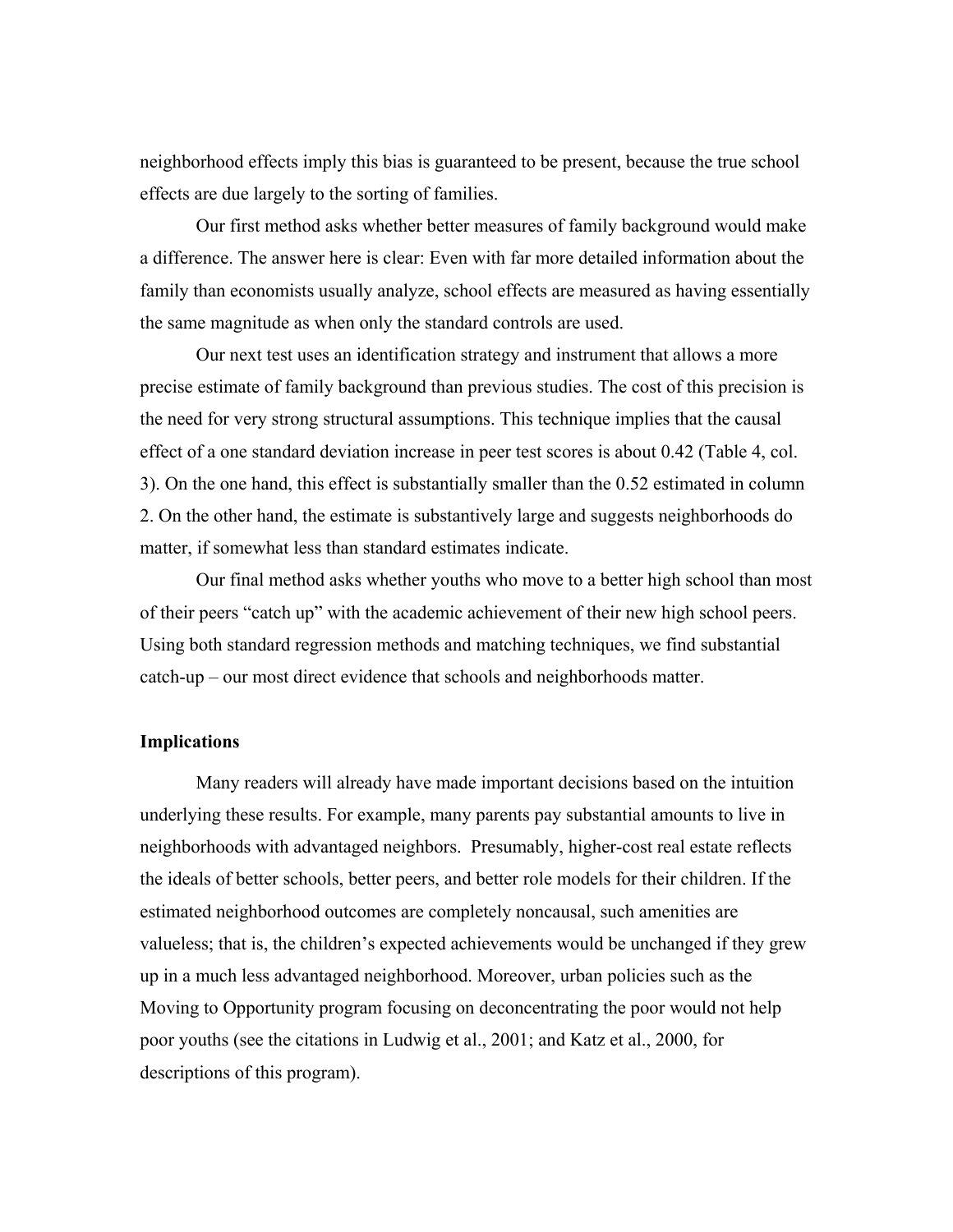neighborhood effects imply this bias is guaranteed to be present, because the true school effects are due largely to the sorting of families.

Our first method asks whether better measures of family background would make a difference. The answer here is clear: Even with far more detailed information about the family than economists usually analyze, school effects are measured as having essentially the same magnitude as when only the standard controls are used.

Our next test uses an identification strategy and instrument that allows a more precise estimate of family background than previous studies. The cost of this precision is the need for very strong structural assumptions. This technique implies that the causal effect of a one standard deviation increase in peer test scores is about 0.42 (Table 4, col. 3). On the one hand, this effect is substantially smaller than the 0.52 estimated in column 2. On the other hand, the estimate is substantively large and suggests neighborhoods do matter, if somewhat less than standard estimates indicate.

Our final method asks whether youths who move to a better high school than most of their peers "catch up" with the academic achievement of their new high school peers. Using both standard regression methods and matching techniques, we find substantial catch-up – our most direct evidence that schools and neighborhoods matter.

**Implications**

Many readers will already have made important decisions based on the intuition underlying these results. For example, many parents pay substantial amounts to live in neighborhoods with advantaged neighbors. Presumably, higher-cost real estate reflects the ideals of better schools, better peers, and better role models for their children. If the estimated neighborhood outcomes are completely noncausal, such amenities are valueless; that is, the children's expected achievements would be unchanged if they grew up in a much less advantaged neighborhood. Moreover, urban policies such as the Moving to Opportunity program focusing on deconcentrating the poor would not help poor youths (see the citations in Ludwig et al., 2001; and Katz et al., 2000, for descriptions of this program).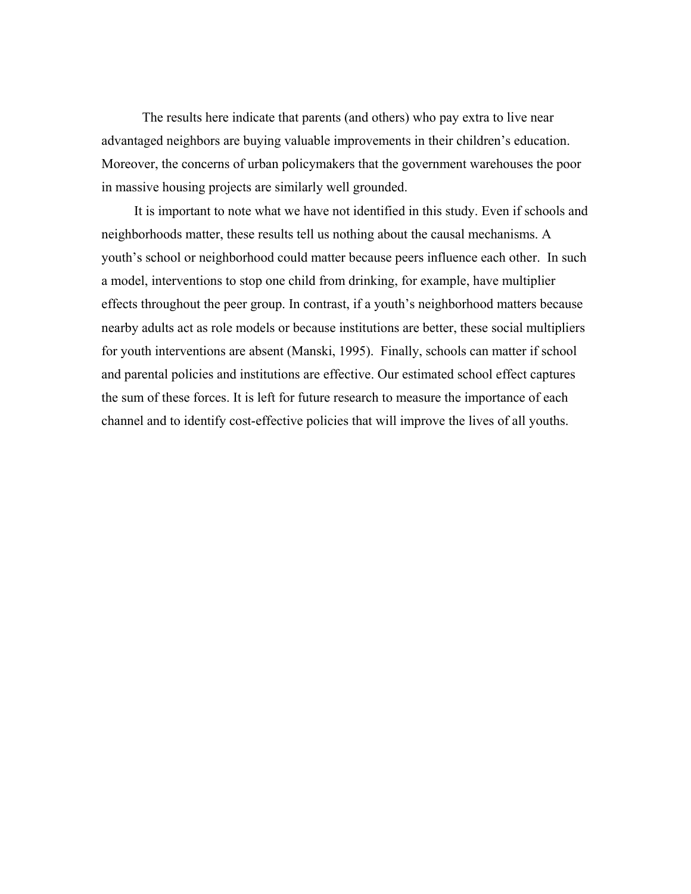The results here indicate that parents (and others) who pay extra to live near advantaged neighbors are buying valuable improvements in their children's education. Moreover, the concerns of urban policymakers that the government warehouses the poor in massive housing projects are similarly well grounded.

It is important to note what we have not identified in this study. Even if schools and neighborhoods matter, these results tell us nothing about the causal mechanisms. A youth's school or neighborhood could matter because peers influence each other. In such a model, interventions to stop one child from drinking, for example, have multiplier effects throughout the peer group. In contrast, if a youth's neighborhood matters because nearby adults act as role models or because institutions are better, these social multipliers for youth interventions are absent (Manski, 1995). Finally, schools can matter if school and parental policies and institutions are effective. Our estimated school effect captures the sum of these forces. It is left for future research to measure the importance of each channel and to identify cost-effective policies that will improve the lives of all youths.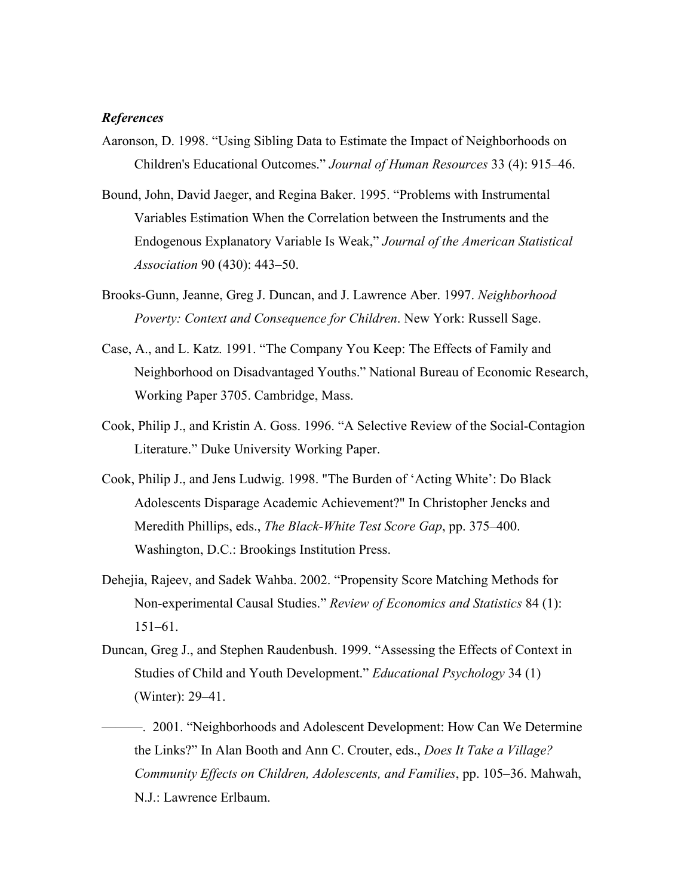***References***

Aaronson, D. 1998. “Using Sibling Data to Estimate the Impact of Neighborhoods on Children's Educational Outcomes.” *Journal of Human Resources* 33 (4): 915–46.

Bound, John, David Jaeger, and Regina Baker. 1995. “Problems with Instrumental Variables Estimation When the Correlation between the Instruments and the Endogenous Explanatory Variable Is Weak,” *Journal of the American Statistical Association* 90 (430): 443–50.

Brooks-Gunn, Jeanne, Greg J. Duncan, and J. Lawrence Aber. 1997. *Neighborhood Poverty: Context and Consequence for Children*. New York: Russell Sage.

Case, A., and L. Katz. 1991. “The Company You Keep: The Effects of Family and Neighborhood on Disadvantaged Youths.” National Bureau of Economic Research, Working Paper 3705. Cambridge, Mass.

Cook, Philip J., and Kristin A. Goss. 1996. “A Selective Review of the Social-Contagion Literature.” Duke University Working Paper.

Cook, Philip J., and Jens Ludwig. 1998. "The Burden of ‘Acting White’: Do Black Adolescents Disparage Academic Achievement?" In Christopher Jencks and Meredith Phillips, eds., *The Black-White Test Score Gap*, pp. 375–400. Washington, D.C.: Brookings Institution Press.

Dehejia, Rajeev, and Sadek Wahba. 2002. “Propensity Score Matching Methods for Non-experimental Causal Studies.” *Review of Economics and Statistics* 84 (1): 151–61.

Duncan, Greg J., and Stephen Raudenbush. 1999. “Assessing the Effects of Context in Studies of Child and Youth Development.” *Educational Psychology* 34 (1) (Winter): 29–41.

———. 2001. “Neighborhoods and Adolescent Development: How Can We Determine the Links?” In Alan Booth and Ann C. Crouter, eds., *Does It Take a Village? Community Effects on Children, Adolescents, and Families*, pp. 105–36. Mahwah, N.J.: Lawrence Erlbaum.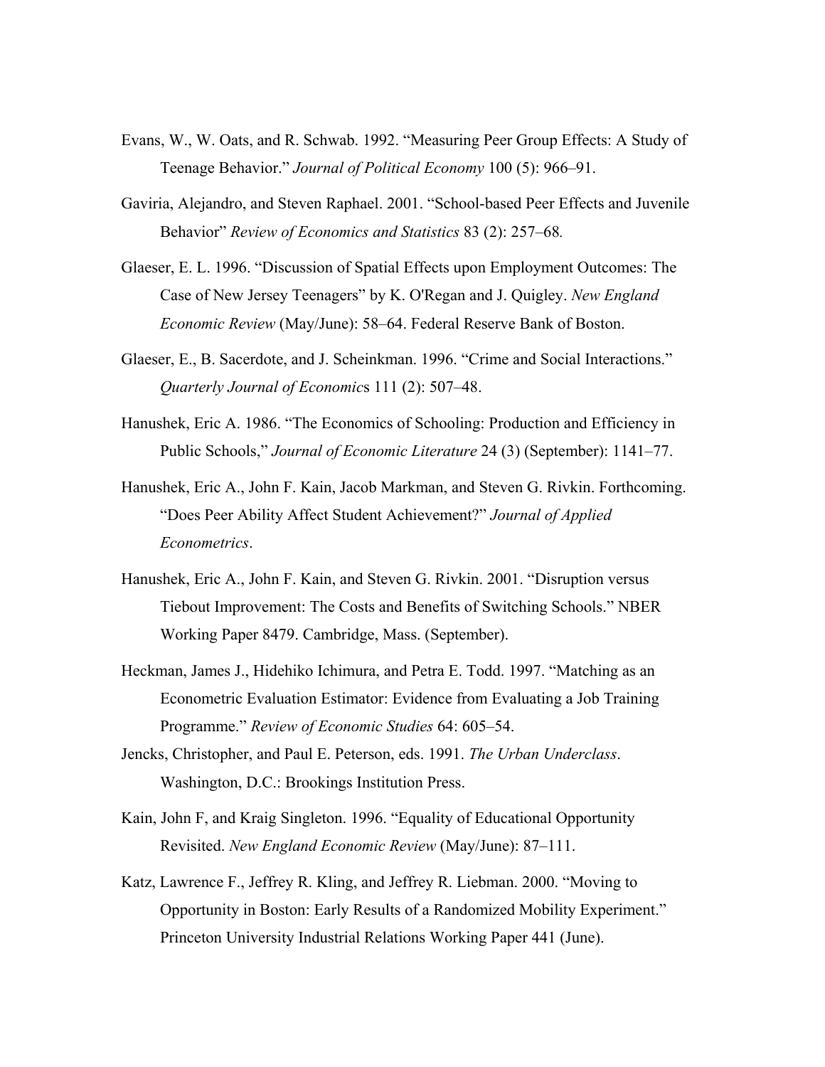Evans, W., W. Oats, and R. Schwab. 1992. "Measuring Peer Group Effects: A Study of Teenage Behavior." *Journal of Political Economy* 100 (5): 966–91.

Gaviria, Alejandro, and Steven Raphael. 2001. "School-based Peer Effects and Juvenile Behavior" *Review of Economics and Statistics* 83 (2): 257–68.

Glaeser, E. L. 1996. "Discussion of Spatial Effects upon Employment Outcomes: The Case of New Jersey Teenagers" by K. O'Regan and J. Quigley. *New England Economic Review* (May/June): 58–64. Federal Reserve Bank of Boston.

Glaeser, E., B. Sacerdote, and J. Scheinkman. 1996. "Crime and Social Interactions." *Quarterly Journal of Economics* 111 (2): 507–48.

Hanushek, Eric A. 1986. "The Economics of Schooling: Production and Efficiency in Public Schools," *Journal of Economic Literature* 24 (3) (September): 1141–77.

Hanushek, Eric A., John F. Kain, Jacob Markman, and Steven G. Rivkin. Forthcoming. "Does Peer Ability Affect Student Achievement?" *Journal of Applied Econometrics*.

Hanushek, Eric A., John F. Kain, and Steven G. Rivkin. 2001. "Disruption versus Tiebout Improvement: The Costs and Benefits of Switching Schools." NBER Working Paper 8479. Cambridge, Mass. (September).

Heckman, James J., Hidehiko Ichimura, and Petra E. Todd. 1997. "Matching as an Econometric Evaluation Estimator: Evidence from Evaluating a Job Training Programme." *Review of Economic Studies* 64: 605–54.

Jencks, Christopher, and Paul E. Peterson, eds. 1991. *The Urban Underclass*. Washington, D.C.: Brookings Institution Press.

Kain, John F, and Kraig Singleton. 1996. "Equality of Educational Opportunity Revisited. *New England Economic Review* (May/June): 87–111.

Katz, Lawrence F., Jeffrey R. Kling, and Jeffrey R. Liebman. 2000. "Moving to Opportunity in Boston: Early Results of a Randomized Mobility Experiment." Princeton University Industrial Relations Working Paper 441 (June).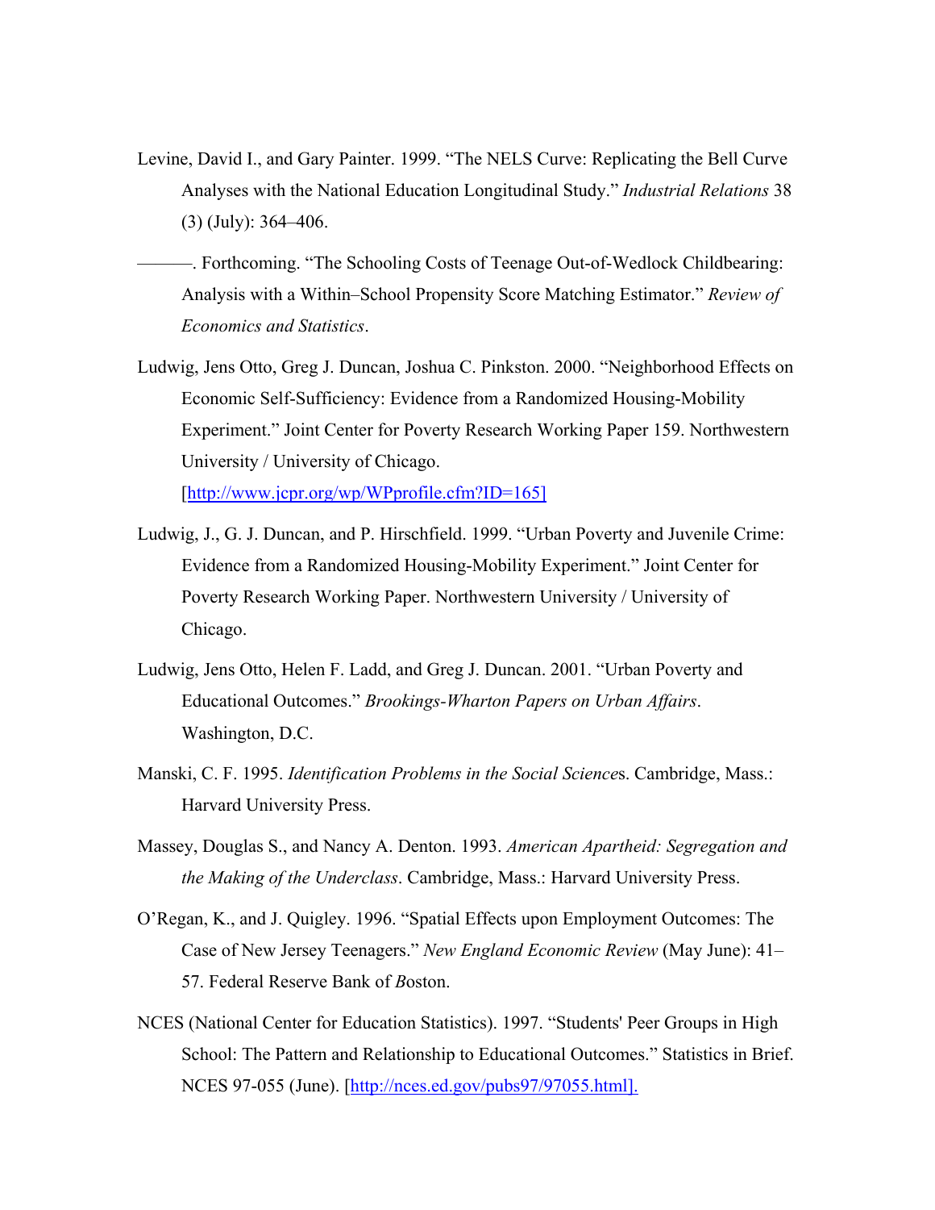Levine, David I., and Gary Painter. 1999. “The NELS Curve: Replicating the Bell Curve Analyses with the National Education Longitudinal Study.” *Industrial Relations* 38 (3) (July): 364–406.

———. Forthcoming. “The Schooling Costs of Teenage Out-of-Wedlock Childbearing: Analysis with a Within–School Propensity Score Matching Estimator.” *Review of Economics and Statistics*.

Ludwig, Jens Otto, Greg J. Duncan, Joshua C. Pinkston. 2000. “Neighborhood Effects on Economic Self-Sufficiency: Evidence from a Randomized Housing-Mobility Experiment.” Joint Center for Poverty Research Working Paper 159. Northwestern University / University of Chicago. [http://www.jcpr.org/wp/WPprofile.cfm?ID=165]

Ludwig, J., G. J. Duncan, and P. Hirschfield. 1999. “Urban Poverty and Juvenile Crime: Evidence from a Randomized Housing-Mobility Experiment.” Joint Center for Poverty Research Working Paper. Northwestern University / University of Chicago.

Ludwig, Jens Otto, Helen F. Ladd, and Greg J. Duncan. 2001. “Urban Poverty and Educational Outcomes.” *Brookings-Wharton Papers on Urban Affairs*. Washington, D.C.

Manski, C. F. 1995. *Identification Problems in the Social Sciences*. Cambridge, Mass.: Harvard University Press.

Massey, Douglas S., and Nancy A. Denton. 1993. *American Apartheid: Segregation and the Making of the Underclass*. Cambridge, Mass.: Harvard University Press.

O’Regan, K., and J. Quigley. 1996. “Spatial Effects upon Employment Outcomes: The Case of New Jersey Teenagers.” *New England Economic Review* (May June): 41–57. Federal Reserve Bank of Boston.

NCES (National Center for Education Statistics). 1997. “Students' Peer Groups in High School: The Pattern and Relationship to Educational Outcomes.” Statistics in Brief. NCES 97-055 (June). [http://nces.ed.gov/pubs97/97055.html].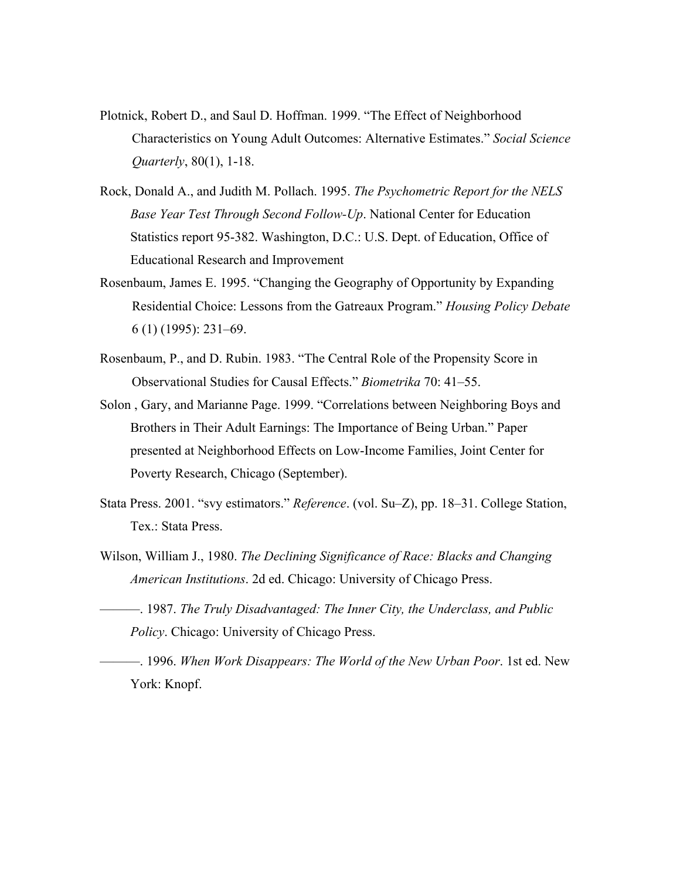Plotnick, Robert D., and Saul D. Hoffman. 1999. "The Effect of Neighborhood Characteristics on Young Adult Outcomes: Alternative Estimates." *Social Science Quarterly*, 80(1), 1-18.

Rock, Donald A., and Judith M. Pollach. 1995. *The Psychometric Report for the NELS Base Year Test Through Second Follow-Up*. National Center for Education Statistics report 95-382. Washington, D.C.: U.S. Dept. of Education, Office of Educational Research and Improvement

Rosenbaum, James E. 1995. "Changing the Geography of Opportunity by Expanding Residential Choice: Lessons from the Gatreaux Program." *Housing Policy Debate* 6 (1) (1995): 231–69.

Rosenbaum, P., and D. Rubin. 1983. "The Central Role of the Propensity Score in Observational Studies for Causal Effects." *Biometrika* 70: 41–55.

Solon , Gary, and Marianne Page. 1999. "Correlations between Neighboring Boys and Brothers in Their Adult Earnings: The Importance of Being Urban." Paper presented at Neighborhood Effects on Low-Income Families, Joint Center for Poverty Research, Chicago (September).

Stata Press. 2001. "svy estimators." *Reference*. (vol. Su–Z), pp. 18–31. College Station, Tex.: Stata Press.

Wilson, William J., 1980. *The Declining Significance of Race: Blacks and Changing American Institutions*. 2d ed. Chicago: University of Chicago Press.

———. 1987. *The Truly Disadvantaged: The Inner City, the Underclass, and Public Policy*. Chicago: University of Chicago Press.

———. 1996. *When Work Disappears: The World of the New Urban Poor*. 1st ed. New York: Knopf.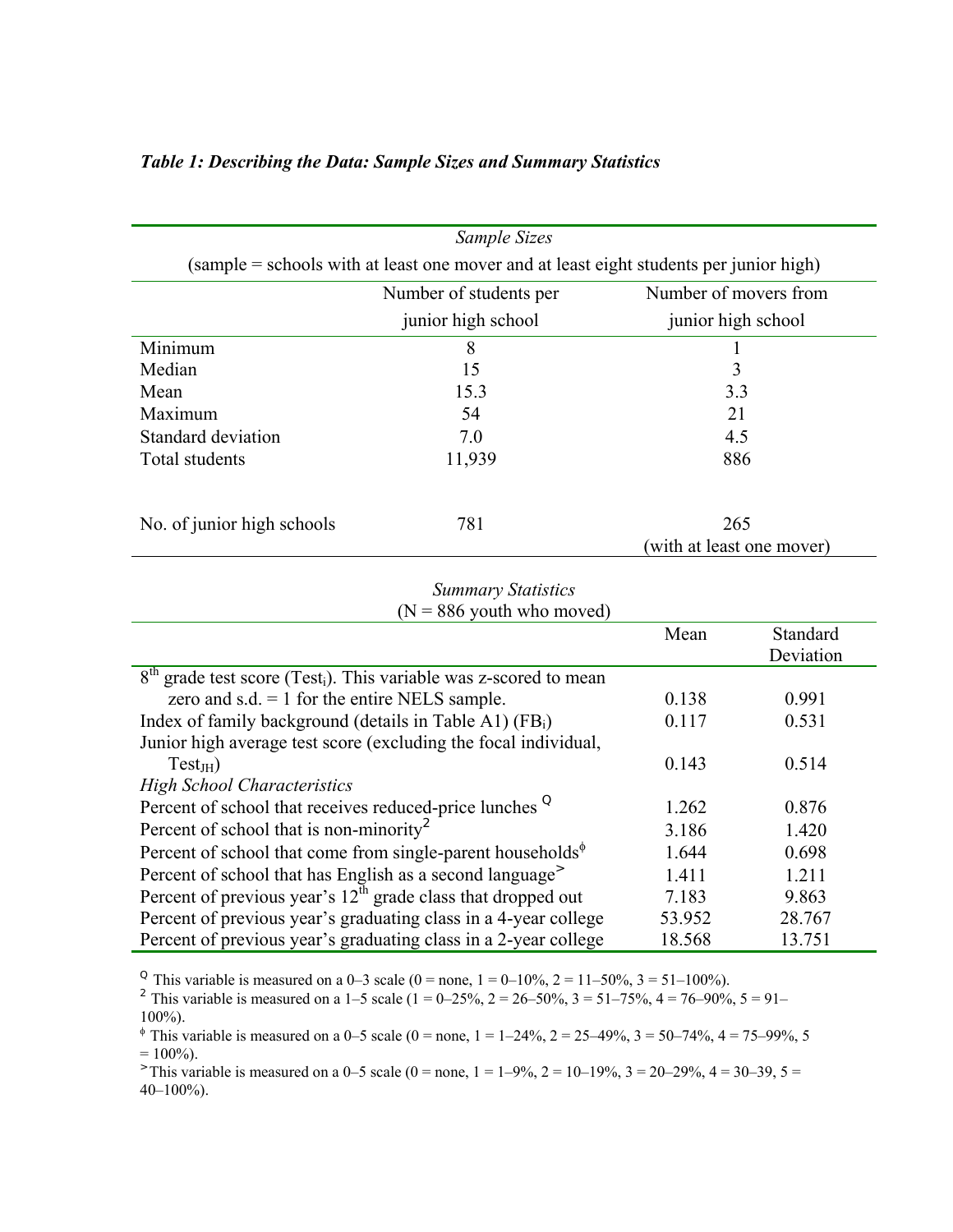***Table 1: Describing the Data: Sample Sizes and Summary Statistics***

*Sample Sizes*

(sample = schools with at least one mover and at least eight students per junior high)

| | Number of students per junior high school | Number of movers from junior high school |
|---|---|---|
| Minimum | 8 | 1 |
| Median | 15 | 3 |
| Mean | 15.3 | 3.3 |
| Maximum | 54 | 21 |
| Standard deviation | 7.0 | 4.5 |
| Total students | 11,939 | 886 |
| No. of junior high schools | 781 | 265 (with at least one mover) |

*Summary Statistics*
(N = 886 youth who moved)

| | Mean | Standard Deviation |
|---|---|---|
| 8th grade test score ($Test_i$). This variable was z-scored to mean zero and s.d. = 1 for the entire NELS sample. | 0.138 | 0.991 |
| Index of family background (details in Table A1) ($FB_i$) | 0.117 | 0.531 |
| Junior high average test score (excluding the focal individual, $Test_{JH}$) | 0.143 | 0.514 |
| *High School Characteristics* | | |
| Percent of school that receives reduced-price lunches [Q] | 1.262 | 0.876 |
| Percent of school that is non-minority[2] | 3.186 | 1.420 |
| Percent of school that come from single-parent households[ϕ] | 1.644 | 0.698 |
| Percent of school that has English as a second language[>] | 1.411 | 1.211 |
| Percent of previous year's 12th grade class that dropped out | 7.183 | 9.863 |
| Percent of previous year's graduating class in a 4-year college | 53.952 | 28.767 |
| Percent of previous year's graduating class in a 2-year college | 18.568 | 13.751 |

[Q] This variable is measured on a 0–3 scale (0 = none, 1 = 0–10%, 2 = 11–50%, 3 = 51–100%).

[2] This variable is measured on a 1–5 scale (1 = 0–25%, 2 = 26–50%, 3 = 51–75%, 4 = 76–90%, 5 = 91–100%).

[ϕ] This variable is measured on a 0–5 scale (0 = none, 1 = 1–24%, 2 = 25–49%, 3 = 50–74%, 4 = 75–99%, 5 = 100%).

[>] This variable is measured on a 0–5 scale (0 = none, 1 = 1–9%, 2 = 10–19%, 3 = 20–29%, 4 = 30–39, 5 = 40–100%).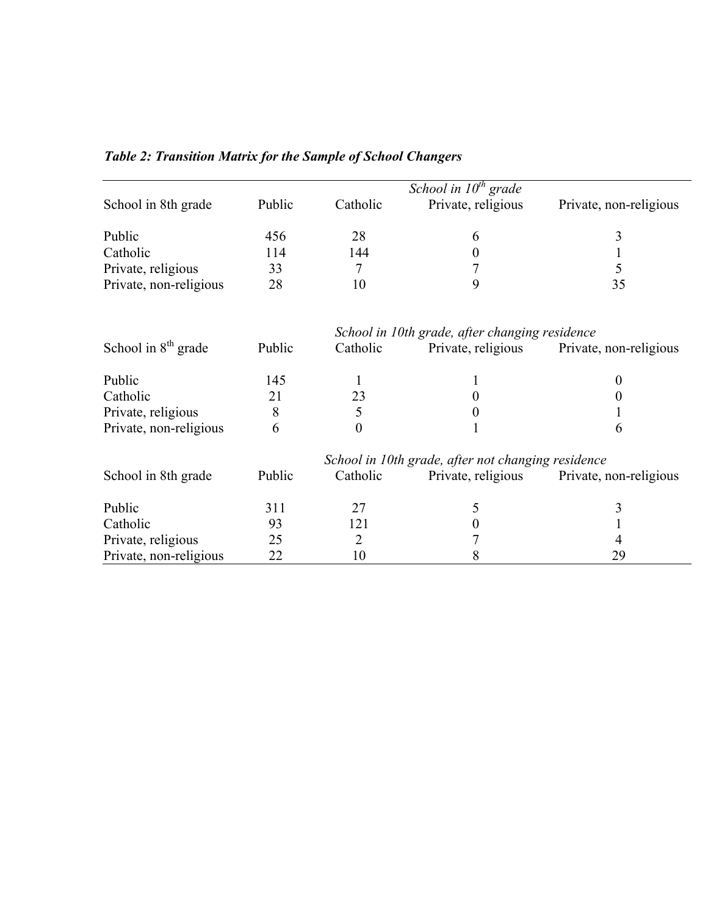***Table 2: Transition Matrix for the Sample of School Changers***

| | *School in 10th grade* | | | |
|---|---|---|---|---|
| School in 8th grade | Public | Catholic | Private, religious | Private, non-religious |
| Public | 456 | 28 | 6 | 3 |
| Catholic | 114 | 144 | 0 | 1 |
| Private, religious | 33 | 7 | 7 | 5 |
| Private, non-religious | 28 | 10 | 9 | 35 |

| | *School in 10th grade, after changing residence* | | | |
|---|---|---|---|---|
| School in 8th grade | Public | Catholic | Private, religious | Private, non-religious |
| Public | 145 | 1 | 1 | 0 |
| Catholic | 21 | 23 | 0 | 0 |
| Private, religious | 8 | 5 | 0 | 1 |
| Private, non-religious | 6 | 0 | 1 | 6 |

| | *School in 10th grade, after not changing residence* | | | |
|---|---|---|---|---|
| School in 8th grade | Public | Catholic | Private, religious | Private, non-religious |
| Public | 311 | 27 | 5 | 3 |
| Catholic | 93 | 121 | 0 | 1 |
| Private, religious | 25 | 2 | 7 | 4 |
| Private, non-religious | 22 | 10 | 8 | 29 |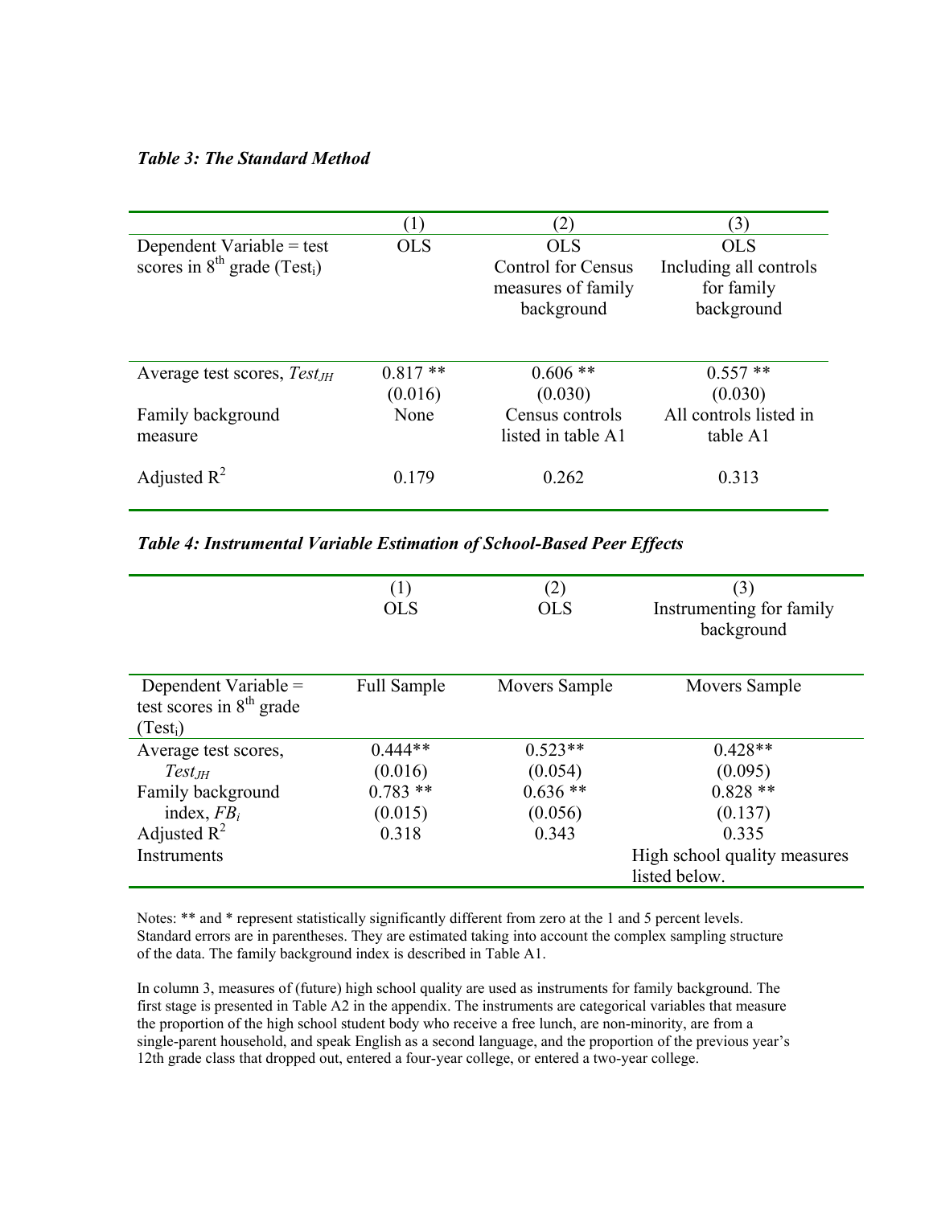***Table 3: The Standard Method***

| | (1) | (2) | (3) |
|---|---|---|---|
| Dependent Variable = test scores in 8th grade ($Test_i$) | OLS | OLS Control for Census measures of family background | OLS Including all controls for family background |
| Average test scores, $Test_{JH}$ | 0.817 ** | 0.606 ** | 0.557 ** |
| | (0.016) | (0.030) | (0.030) |
| Family background measure | None | Census controls listed in table A1 | All controls listed in table A1 |
| Adjusted $R^2$ | 0.179 | 0.262 | 0.313 |

***Table 4: Instrumental Variable Estimation of School-Based Peer Effects***

| | (1) OLS | (2) OLS | (3) Instrumenting for family background |
|---|---|---|---|
| Dependent Variable = test scores in 8th grade ($Test_i$) | Full Sample | Movers Sample | Movers Sample |
| Average test scores, $Test_{JH}$ | 0.444** | 0.523** | 0.428** |
| | (0.016) | (0.054) | (0.095) |
| Family background index, $FB_i$ | 0.783 ** | 0.636 ** | 0.828 ** |
| | (0.015) | (0.056) | (0.137) |
| Adjusted $R^2$ | 0.318 | 0.343 | 0.335 |
| Instruments | | | High school quality measures listed below. |

Notes: ** and * represent statistically significantly different from zero at the 1 and 5 percent levels. Standard errors are in parentheses. They are estimated taking into account the complex sampling structure of the data. The family background index is described in Table A1.

In column 3, measures of (future) high school quality are used as instruments for family background. The first stage is presented in Table A2 in the appendix. The instruments are categorical variables that measure the proportion of the high school student body who receive a free lunch, are non-minority, are from a single-parent household, and speak English as a second language, and the proportion of the previous year's 12th grade class that dropped out, entered a four-year college, or entered a two-year college.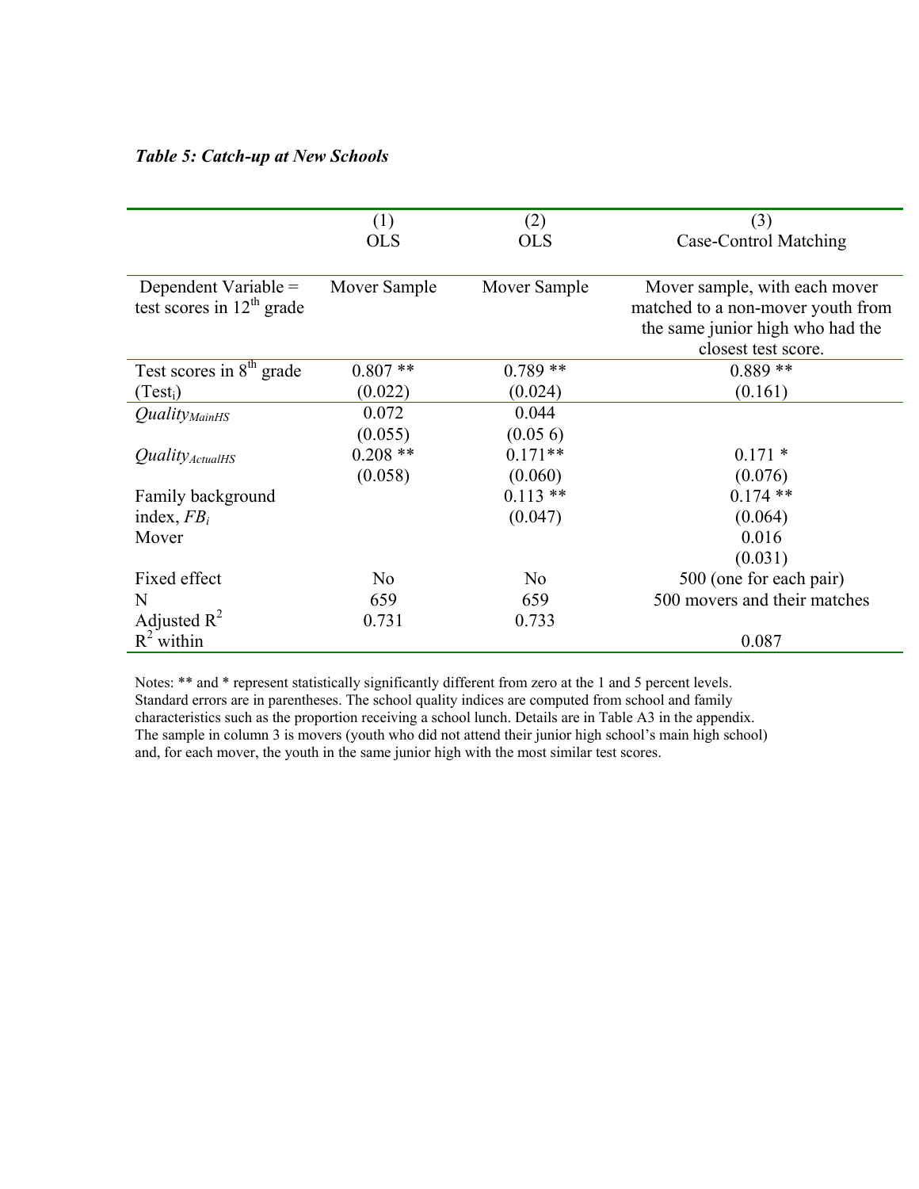***Table 5: Catch-up at New Schools***

| | (1) OLS | (2) OLS | (3) Case-Control Matching |
|---|---|---|---|
| Dependent Variable = test scores in 12th grade | Mover Sample | Mover Sample | Mover sample, with each mover matched to a non-mover youth from the same junior high who had the closest test score. |
| Test scores in 8th grade ($Test_i$) | 0.807 ** | 0.789 ** | 0.889 ** |
| | (0.022) | (0.024) | (0.161) |
| $Quality_{MainHS}$ | 0.072 | 0.044 | |
| | (0.055) | (0.05 6) | |
| $Quality_{ActualHS}$ | 0.208 ** | 0.171** | 0.171 * |
| | (0.058) | (0.060) | (0.076) |
| Family background index, $FB_i$ | | 0.113 ** | 0.174 ** |
| | | (0.047) | (0.064) |
| Mover | | | 0.016 |
| | | | (0.031) |
| Fixed effect | No | No | 500 (one for each pair) |
| N | 659 | 659 | 500 movers and their matches |
| Adjusted $R^2$ | 0.731 | 0.733 | |
| $R^2$ within | | | 0.087 |

Notes: ** and * represent statistically significantly different from zero at the 1 and 5 percent levels. Standard errors are in parentheses. The school quality indices are computed from school and family characteristics such as the proportion receiving a school lunch. Details are in Table A3 in the appendix. The sample in column 3 is movers (youth who did not attend their junior high school's main high school) and, for each mover, the youth in the same junior high with the most similar test scores.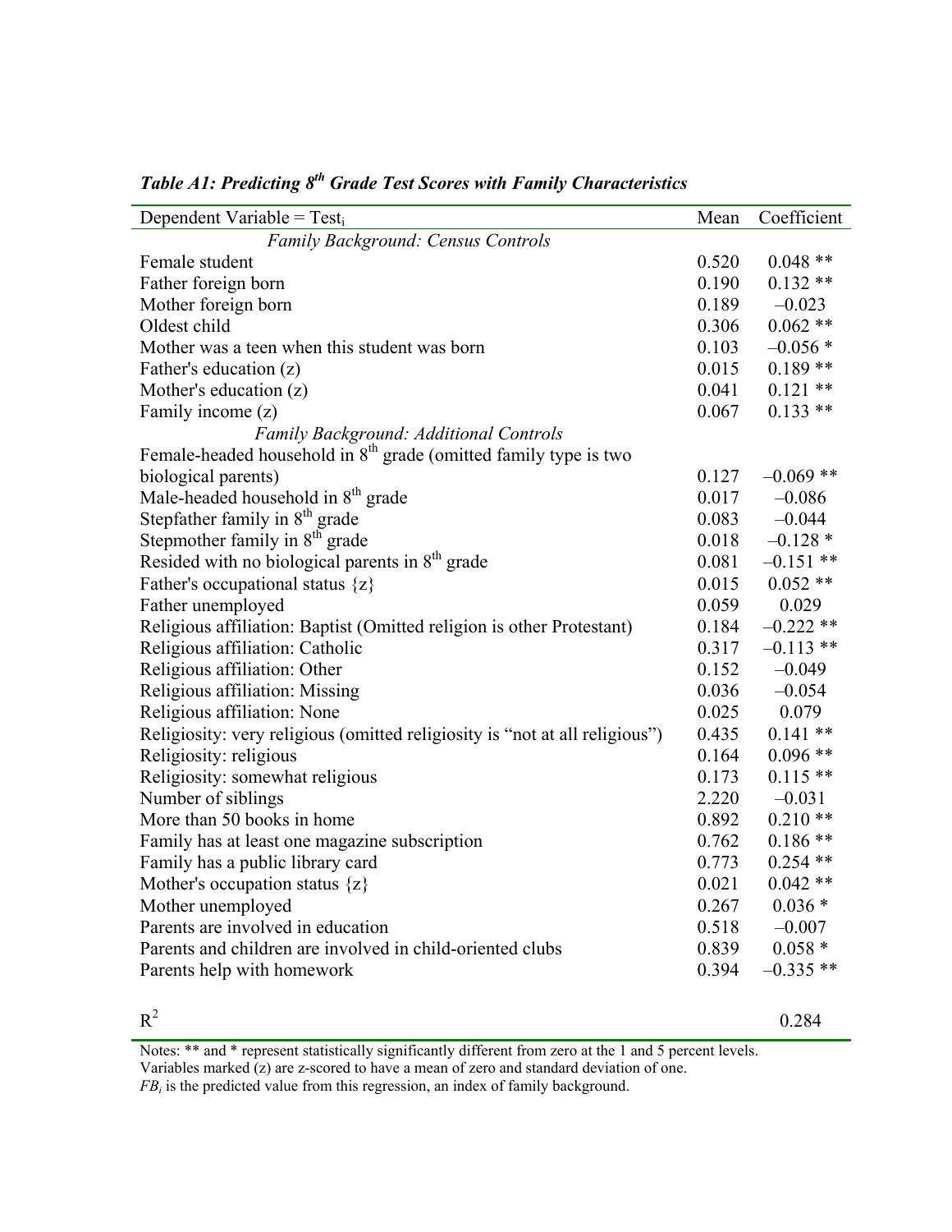***Table A1: Predicting 8th Grade Test Scores with Family Characteristics***

| Dependent Variable = $Test_i$ | Mean | Coefficient |
|---|---|---|
| *Family Background: Census Controls* | | |
| Female student | 0.520 | 0.048 ** |
| Father foreign born | 0.190 | 0.132 ** |
| Mother foreign born | 0.189 | –0.023 |
| Oldest child | 0.306 | 0.062 ** |
| Mother was a teen when this student was born | 0.103 | –0.056 * |
| Father's education (z) | 0.015 | 0.189 ** |
| Mother's education (z) | 0.041 | 0.121 ** |
| Family income (z) | 0.067 | 0.133 ** |
| *Family Background: Additional Controls* | | |
| Female-headed household in 8th grade (omitted family type is two biological parents) | 0.127 | –0.069 ** |
| Male-headed household in 8th grade | 0.017 | –0.086 |
| Stepfather family in 8th grade | 0.083 | –0.044 |
| Stepmother family in 8th grade | 0.018 | –0.128 * |
| Resided with no biological parents in 8th grade | 0.081 | –0.151 ** |
| Father's occupational status {z} | 0.015 | 0.052 ** |
| Father unemployed | 0.059 | 0.029 |
| Religious affiliation: Baptist (Omitted religion is other Protestant) | 0.184 | –0.222 ** |
| Religious affiliation: Catholic | 0.317 | –0.113 ** |
| Religious affiliation: Other | 0.152 | –0.049 |
| Religious affiliation: Missing | 0.036 | –0.054 |
| Religious affiliation: None | 0.025 | 0.079 |
| Religiosity: very religious (omitted religiosity is "not at all religious") | 0.435 | 0.141 ** |
| Religiosity: religious | 0.164 | 0.096 ** |
| Religiosity: somewhat religious | 0.173 | 0.115 ** |
| Number of siblings | 2.220 | –0.031 |
| More than 50 books in home | 0.892 | 0.210 ** |
| Family has at least one magazine subscription | 0.762 | 0.186 ** |
| Family has a public library card | 0.773 | 0.254 ** |
| Mother's occupation status {z} | 0.021 | 0.042 ** |
| Mother unemployed | 0.267 | 0.036 * |
| Parents are involved in education | 0.518 | –0.007 |
| Parents and children are involved in child-oriented clubs | 0.839 | 0.058 * |
| Parents help with homework | 0.394 | –0.335 ** |
| $R^2$ | | 0.284 |

Notes: ** and * represent statistically significantly different from zero at the 1 and 5 percent levels.
Variables marked (z) are z-scored to have a mean of zero and standard deviation of one.
$FB_i$ is the predicted value from this regression, an index of family background.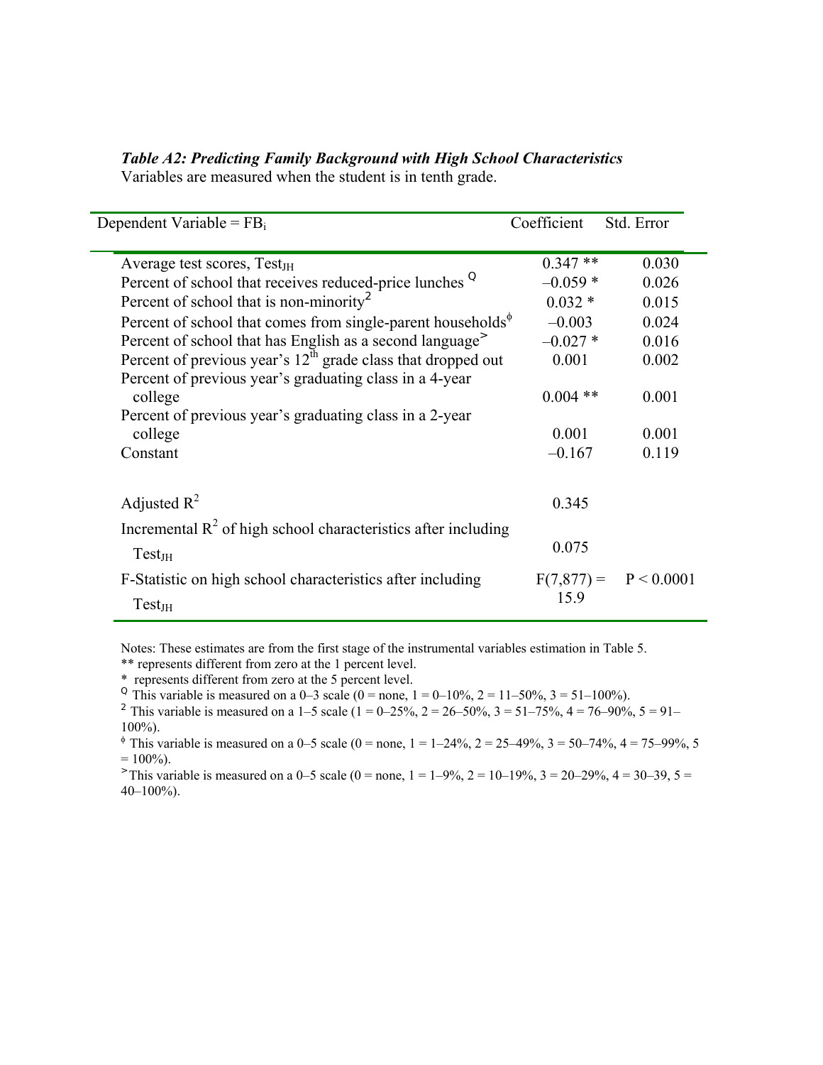***Table A2: Predicting Family Background with High School Characteristics***

Variables are measured when the student is in tenth grade.

| Dependent Variable = $FB_i$ | Coefficient | Std. Error |
|---|---|---|
| Average test scores, $Test_{JH}$ | 0.347 ** | 0.030 |
| Percent of school that receives reduced-price lunches [Q] | –0.059 * | 0.026 |
| Percent of school that is non-minority [2] | 0.032 * | 0.015 |
| Percent of school that comes from single-parent households [ϕ] | –0.003 | 0.024 |
| Percent of school that has English as a second language [>] | –0.027 * | 0.016 |
| Percent of previous year's 12th grade class that dropped out | 0.001 | 0.002 |
| Percent of previous year's graduating class in a 4-year college | 0.004 ** | 0.001 |
| Percent of previous year's graduating class in a 2-year college | 0.001 | 0.001 |
| Constant | –0.167 | 0.119 |
| | | |
| Adjusted $R^2$ | 0.345 | |
| Incremental $R^2$ of high school characteristics after including $Test_{JH}$ | 0.075 | |
| F-Statistic on high school characteristics after including $Test_{JH}$ | $F(7,877) =$ 15.9 | $P < 0.0001$ |

Notes: These estimates are from the first stage of the instrumental variables estimation in Table 5.

** represents different from zero at the 1 percent level.

\* represents different from zero at the 5 percent level.

[Q] This variable is measured on a 0–3 scale (0 = none, 1 = 0–10%, 2 = 11–50%, 3 = 51–100%).

[2] This variable is measured on a 1–5 scale (1 = 0–25%, 2 = 26–50%, 3 = 51–75%, 4 = 76–90%, 5 = 91–100%).

[ϕ] This variable is measured on a 0–5 scale (0 = none, 1 = 1–24%, 2 = 25–49%, 3 = 50–74%, 4 = 75–99%, 5 = 100%).

[>] This variable is measured on a 0–5 scale (0 = none, 1 = 1–9%, 2 = 10–19%, 3 = 20–29%, 4 = 30–39, 5 = 40–100%).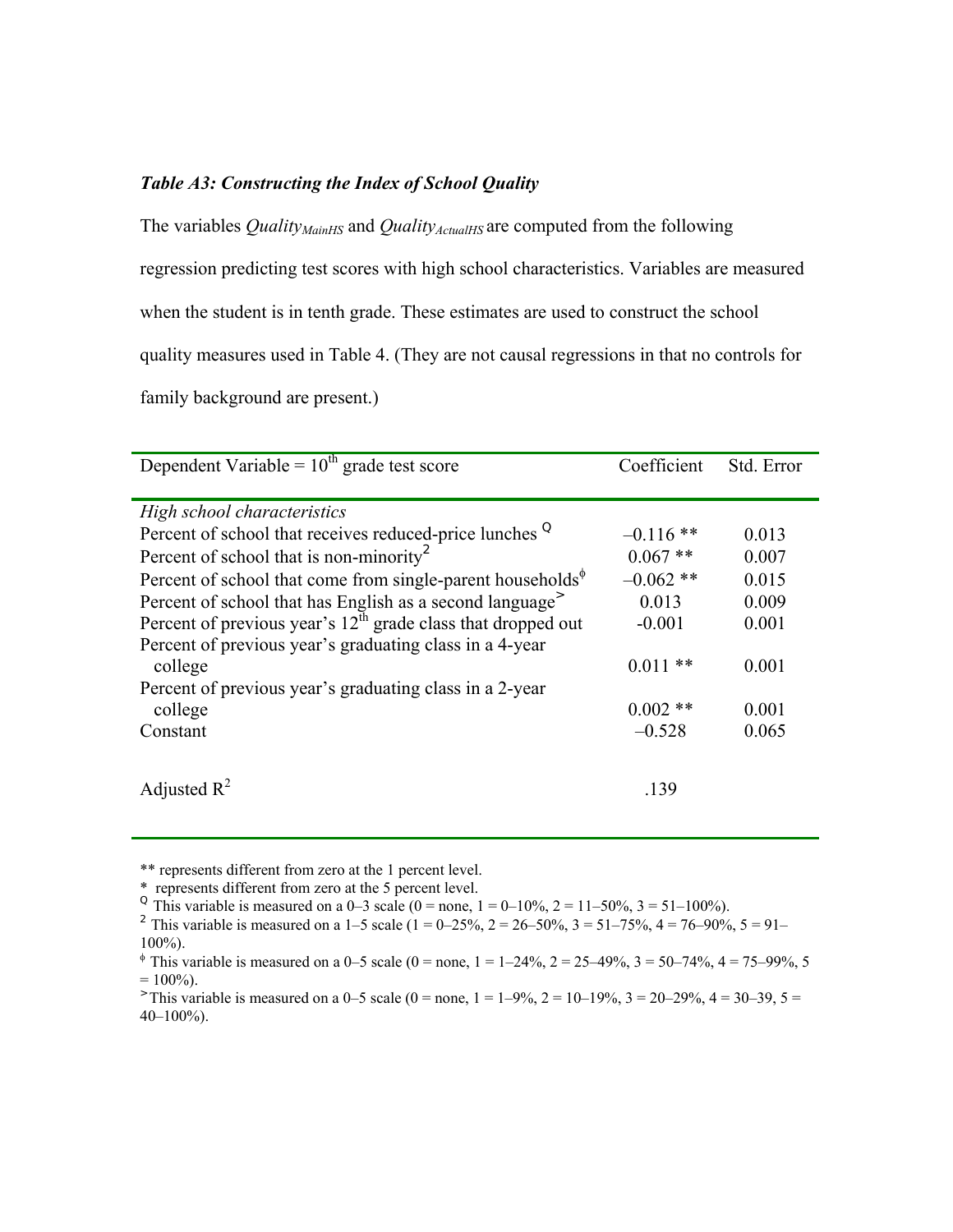***Table A3: Constructing the Index of School Quality***

The variables $Quality_{MainHS}$ and $Quality_{ActualHS}$ are computed from the following regression predicting test scores with high school characteristics. Variables are measured when the student is in tenth grade. These estimates are used to construct the school quality measures used in Table 4. (They are not causal regressions in that no controls for family background are present.)

| Dependent Variable = $10^{th}$ grade test score | Coefficient | Std. Error |
|---|---|---|
| *High school characteristics* | | |
| Percent of school that receives reduced-price lunches [Q] | –0.116 ** | 0.013 |
| Percent of school that is non-minority [2] | 0.067 ** | 0.007 |
| Percent of school that come from single-parent households [ϕ] | –0.062 ** | 0.015 |
| Percent of school that has English as a second language [>] | 0.013 | 0.009 |
| Percent of previous year's $12^{th}$ grade class that dropped out | -0.001 | 0.001 |
| Percent of previous year's graduating class in a 4-year college | 0.011 ** | 0.001 |
| Percent of previous year's graduating class in a 2-year college | 0.002 ** | 0.001 |
| Constant | –0.528 | 0.065 |
| Adjusted $R^2$ | .139 | |

** represents different from zero at the 1 percent level.
* represents different from zero at the 5 percent level.
[Q] This variable is measured on a 0–3 scale (0 = none, 1 = 0–10%, 2 = 11–50%, 3 = 51–100%).
[2] This variable is measured on a 1–5 scale (1 = 0–25%, 2 = 26–50%, 3 = 51–75%, 4 = 76–90%, 5 = 91–100%).
[ϕ] This variable is measured on a 0–5 scale (0 = none, 1 = 1–24%, 2 = 25–49%, 3 = 50–74%, 4 = 75–99%, 5 = 100%).
[>] This variable is measured on a 0–5 scale (0 = none, 1 = 1–9%, 2 = 10–19%, 3 = 20–29%, 4 = 30–39, 5 = 40–100%).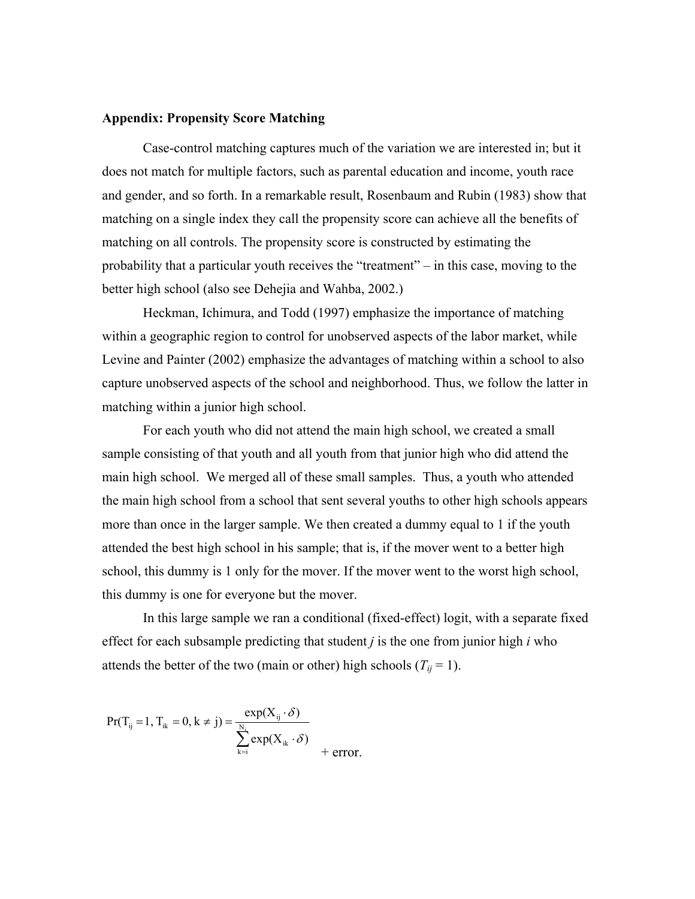## Appendix: Propensity Score Matching

Case-control matching captures much of the variation we are interested in; but it does not match for multiple factors, such as parental education and income, youth race and gender, and so forth. In a remarkable result, Rosenbaum and Rubin (1983) show that matching on a single index they call the propensity score can achieve all the benefits of matching on all controls. The propensity score is constructed by estimating the probability that a particular youth receives the "treatment" – in this case, moving to the better high school (also see Dehejia and Wahba, 2002.)

Heckman, Ichimura, and Todd (1997) emphasize the importance of matching within a geographic region to control for unobserved aspects of the labor market, while Levine and Painter (2002) emphasize the advantages of matching within a school to also capture unobserved aspects of the school and neighborhood. Thus, we follow the latter in matching within a junior high school.

For each youth who did not attend the main high school, we created a small sample consisting of that youth and all youth from that junior high who did attend the main high school. We merged all of these small samples. Thus, a youth who attended the main high school from a school that sent several youths to other high schools appears more than once in the larger sample. We then created a dummy equal to 1 if the youth attended the best high school in his sample; that is, if the mover went to a better high school, this dummy is 1 only for the mover. If the mover went to the worst high school, this dummy is one for everyone but the mover.

In this large sample we ran a conditional (fixed-effect) logit, with a separate fixed effect for each subsample predicting that student *j* is the one from junior high *i* who attends the better of the two (main or other) high schools ($T_{ij} = 1$).

$$\Pr(T_{ij} = 1, T_{ik} = 0, k \neq j) = \frac{\exp(X_{ij} \cdot \delta)}{\sum_{k=i}^{N_i} \exp(X_{ik} \cdot \delta)} + \text{error}.$$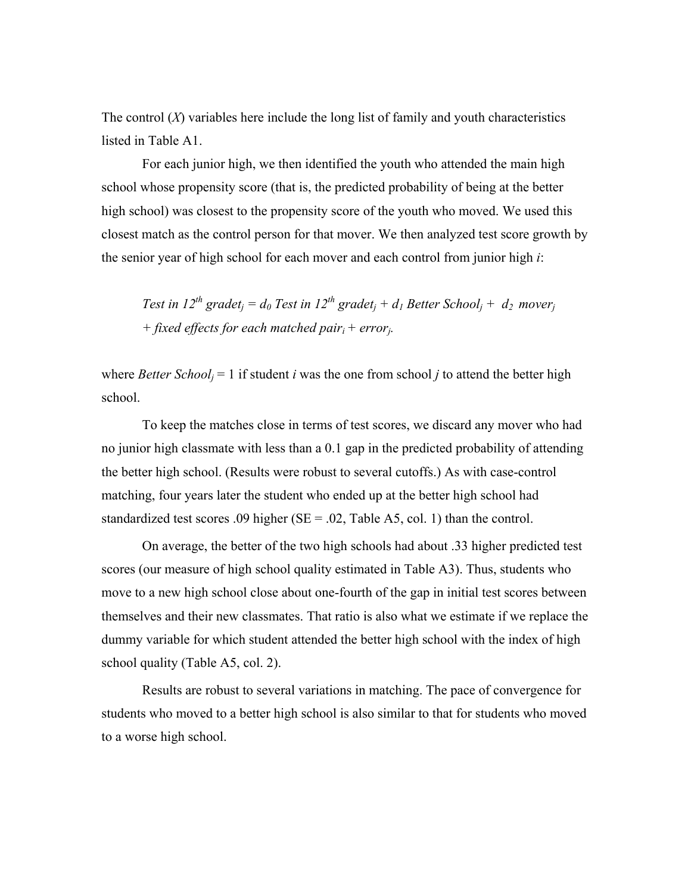The control ($X$) variables here include the long list of family and youth characteristics listed in Table A1.

For each junior high, we then identified the youth who attended the main high school whose propensity score (that is, the predicted probability of being at the better high school) was closest to the propensity score of the youth who moved. We used this closest match as the control person for that mover. We then analyzed test score growth by the senior year of high school for each mover and each control from junior high $i$:

$$\textit{Test in } 12^{th}\textit{ grade}t_j = d_0\textit{ Test in } 12^{th}\textit{ grade}t_j + d_1\textit{ Better School}_j + d_2\textit{ mover}_j$$
$$+ \textit{ fixed effects for each matched pair}_i + \textit{error}_j.$$

where $\textit{Better School}_j = 1$ if student $i$ was the one from school $j$ to attend the better high school.

To keep the matches close in terms of test scores, we discard any mover who had no junior high classmate with less than a 0.1 gap in the predicted probability of attending the better high school. (Results were robust to several cutoffs.) As with case-control matching, four years later the student who ended up at the better high school had standardized test scores .09 higher (SE = .02, Table A5, col. 1) than the control.

On average, the better of the two high schools had about .33 higher predicted test scores (our measure of high school quality estimated in Table A3). Thus, students who move to a new high school close about one-fourth of the gap in initial test scores between themselves and their new classmates. That ratio is also what we estimate if we replace the dummy variable for which student attended the better high school with the index of high school quality (Table A5, col. 2).

Results are robust to several variations in matching. The pace of convergence for students who moved to a better high school is also similar to that for students who moved to a worse high school.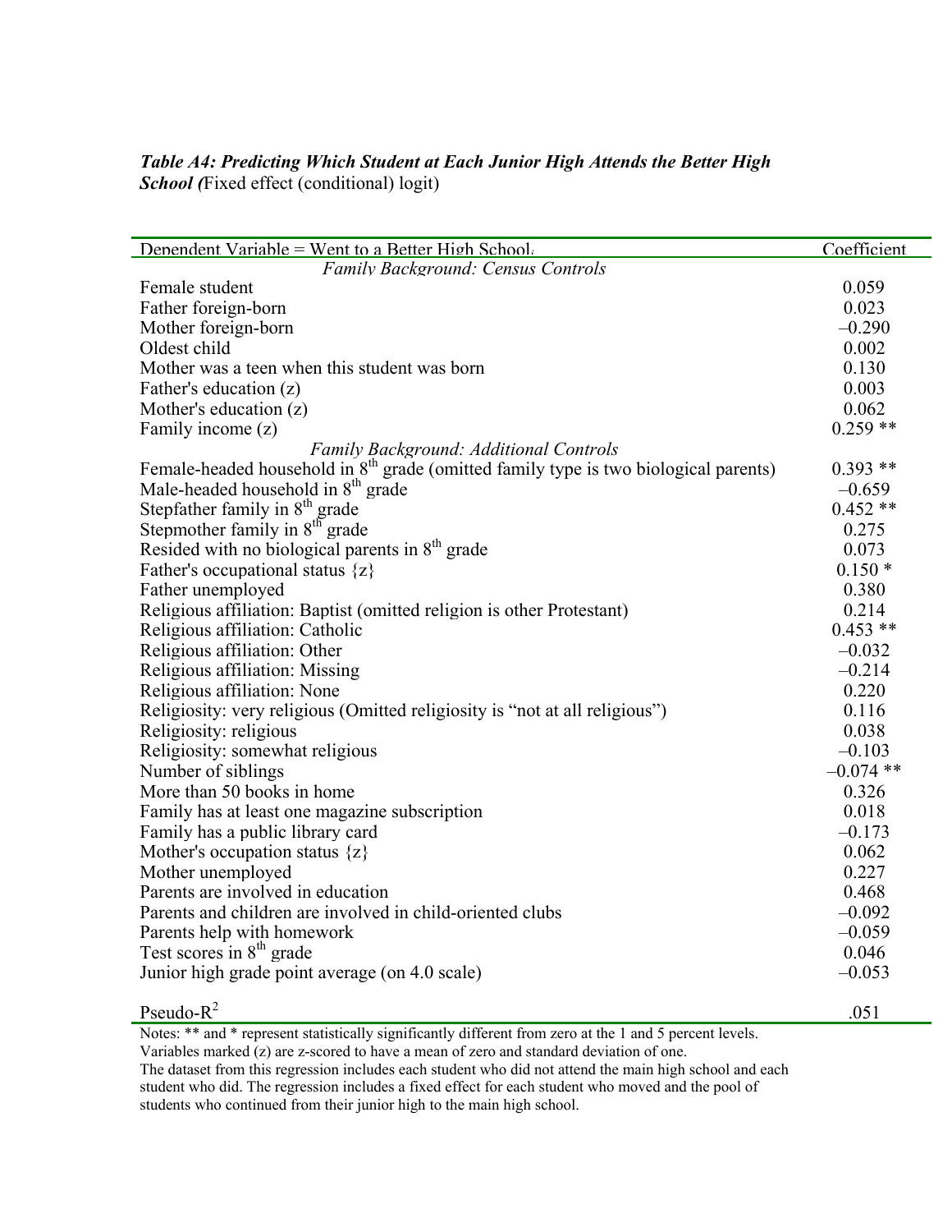***Table A4: Predicting Which Student at Each Junior High Attends the Better High School (****Fixed effect (conditional) logit)*

| Dependent Variable = Went to a Better High School | Coefficient |
|---|---|
| *Family Background: Census Controls* | |
| Female student | 0.059 |
| Father foreign-born | 0.023 |
| Mother foreign-born | –0.290 |
| Oldest child | 0.002 |
| Mother was a teen when this student was born | 0.130 |
| Father's education (z) | 0.003 |
| Mother's education (z) | 0.062 |
| Family income (z) | 0.259 ** |
| *Family Background: Additional Controls* | |
| Female-headed household in 8th grade (omitted family type is two biological parents) | 0.393 ** |
| Male-headed household in 8th grade | –0.659 |
| Stepfather family in 8th grade | 0.452 ** |
| Stepmother family in 8th grade | 0.275 |
| Resided with no biological parents in 8th grade | 0.073 |
| Father's occupational status {z} | 0.150 * |
| Father unemployed | 0.380 |
| Religious affiliation: Baptist (omitted religion is other Protestant) | 0.214 |
| Religious affiliation: Catholic | 0.453 ** |
| Religious affiliation: Other | –0.032 |
| Religious affiliation: Missing | –0.214 |
| Religious affiliation: None | 0.220 |
| Religiosity: very religious (Omitted religiosity is "not at all religious") | 0.116 |
| Religiosity: religious | 0.038 |
| Religiosity: somewhat religious | –0.103 |
| Number of siblings | –0.074 ** |
| More than 50 books in home | 0.326 |
| Family has at least one magazine subscription | 0.018 |
| Family has a public library card | –0.173 |
| Mother's occupation status {z} | 0.062 |
| Mother unemployed | 0.227 |
| Parents are involved in education | 0.468 |
| Parents and children are involved in child-oriented clubs | –0.092 |
| Parents help with homework | –0.059 |
| Test scores in 8th grade | 0.046 |
| Junior high grade point average (on 4.0 scale) | –0.053 |
| Pseudo-$R^2$ | .051 |

Notes: ** and * represent statistically significantly different from zero at the 1 and 5 percent levels.
Variables marked (z) are z-scored to have a mean of zero and standard deviation of one.
The dataset from this regression includes each student who did not attend the main high school and each student who did. The regression includes a fixed effect for each student who moved and the pool of students who continued from their junior high to the main high school.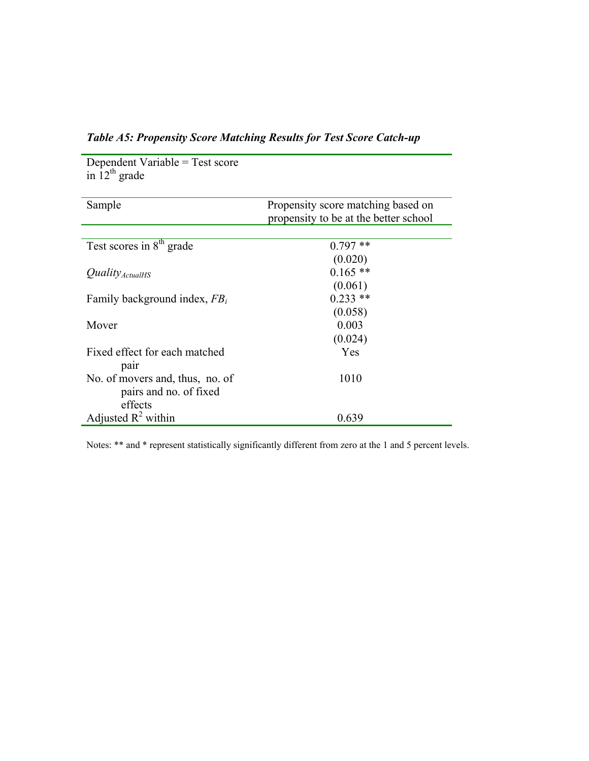*Table A5: Propensity Score Matching Results for Test Score Catch-up*

| Dependent Variable = Test score in $12^{th}$ grade | |
|---|---|
| Sample | Propensity score matching based on propensity to be at the better school |
| Test scores in $8^{th}$ grade | 0.797 ** |
| | (0.020) |
| $Quality_{ActualHS}$ | 0.165 ** |
| | (0.061) |
| Family background index, $FB_i$ | 0.233 ** |
| | (0.058) |
| Mover | 0.003 |
| | (0.024) |
| Fixed effect for each matched pair | Yes |
| No. of movers and, thus, no. of pairs and no. of fixed effects | 1010 |
| Adjusted $R^2$ within | 0.639 |

Notes: ** and * represent statistically significantly different from zero at the 1 and 5 percent levels.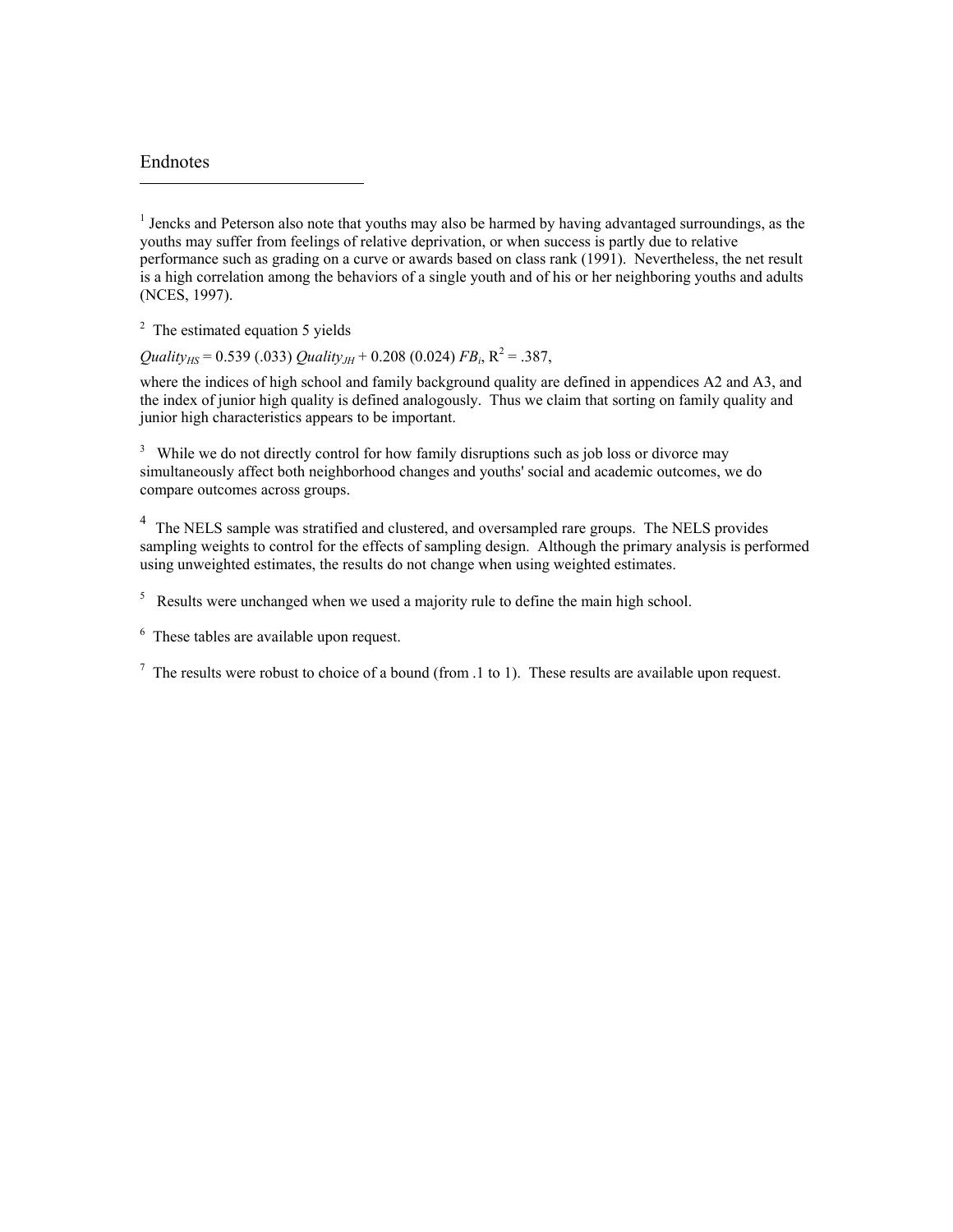# Endnotes

[1] Jencks and Peterson also note that youths may also be harmed by having advantaged surroundings, as the youths may suffer from feelings of relative deprivation, or when success is partly due to relative performance such as grading on a curve or awards based on class rank (1991). Nevertheless, the net result is a high correlation among the behaviors of a single youth and of his or her neighboring youths and adults (NCES, 1997).

[2] The estimated equation 5 yields

$Quality_{HS} = 0.539\ (.033)\ Quality_{JH} + 0.208\ (0.024)\ FB_i$, $R^2 = .387$,

where the indices of high school and family background quality are defined in appendices A2 and A3, and the index of junior high quality is defined analogously. Thus we claim that sorting on family quality and junior high characteristics appears to be important.

[3] While we do not directly control for how family disruptions such as job loss or divorce may simultaneously affect both neighborhood changes and youths' social and academic outcomes, we do compare outcomes across groups.

[4] The NELS sample was stratified and clustered, and oversampled rare groups. The NELS provides sampling weights to control for the effects of sampling design. Although the primary analysis is performed using unweighted estimates, the results do not change when using weighted estimates.

[5] Results were unchanged when we used a majority rule to define the main high school.

[6] These tables are available upon request.

[7] The results were robust to choice of a bound (from .1 to 1). These results are available upon request.